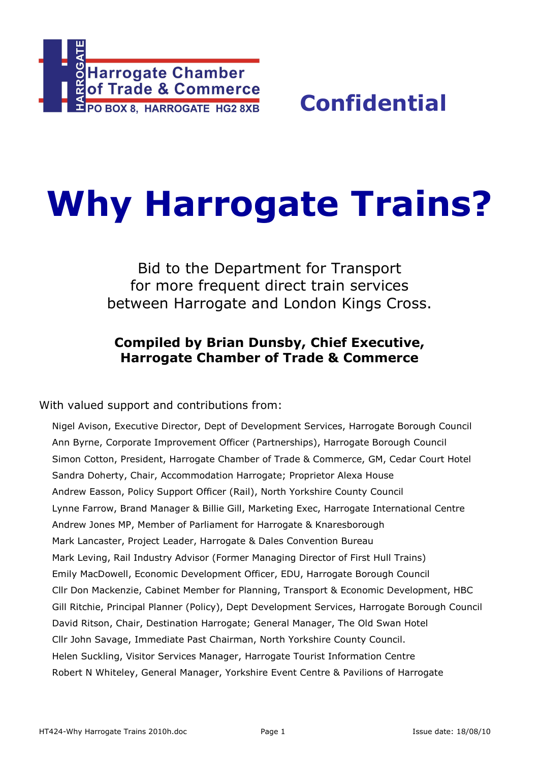Harrogate Chamber of Trade & Commerce

PO BOX 8, HARROGATE HG2 8XB

**Confidential**

# Why Harrogate Trains?

Bid to the Department for Transport
for more frequent direct train services
between Harrogate and London Kings Cross.

**Compiled by Brian Dunsby, Chief Executive, Harrogate Chamber of Trade & Commerce**

With valued support and contributions from:

Nigel Avison, Executive Director, Dept of Development Services, Harrogate Borough Council
Ann Byrne, Corporate Improvement Officer (Partnerships), Harrogate Borough Council
Simon Cotton, President, Harrogate Chamber of Trade & Commerce, GM, Cedar Court Hotel
Sandra Doherty, Chair, Accommodation Harrogate; Proprietor Alexa House
Andrew Easson, Policy Support Officer (Rail), North Yorkshire County Council
Lynne Farrow, Brand Manager & Billie Gill, Marketing Exec, Harrogate International Centre
Andrew Jones MP, Member of Parliament for Harrogate & Knaresborough
Mark Lancaster, Project Leader, Harrogate & Dales Convention Bureau
Mark Leving, Rail Industry Advisor (Former Managing Director of First Hull Trains)
Emily MacDowell, Economic Development Officer, EDU, Harrogate Borough Council
Cllr Don Mackenzie, Cabinet Member for Planning, Transport & Economic Development, HBC
Gill Ritchie, Principal Planner (Policy), Dept Development Services, Harrogate Borough Council
David Ritson, Chair, Destination Harrogate; General Manager, The Old Swan Hotel
Cllr John Savage, Immediate Past Chairman, North Yorkshire County Council.
Helen Suckling, Visitor Services Manager, Harrogate Tourist Information Centre
Robert N Whiteley, General Manager, Yorkshire Event Centre & Pavilions of Harrogate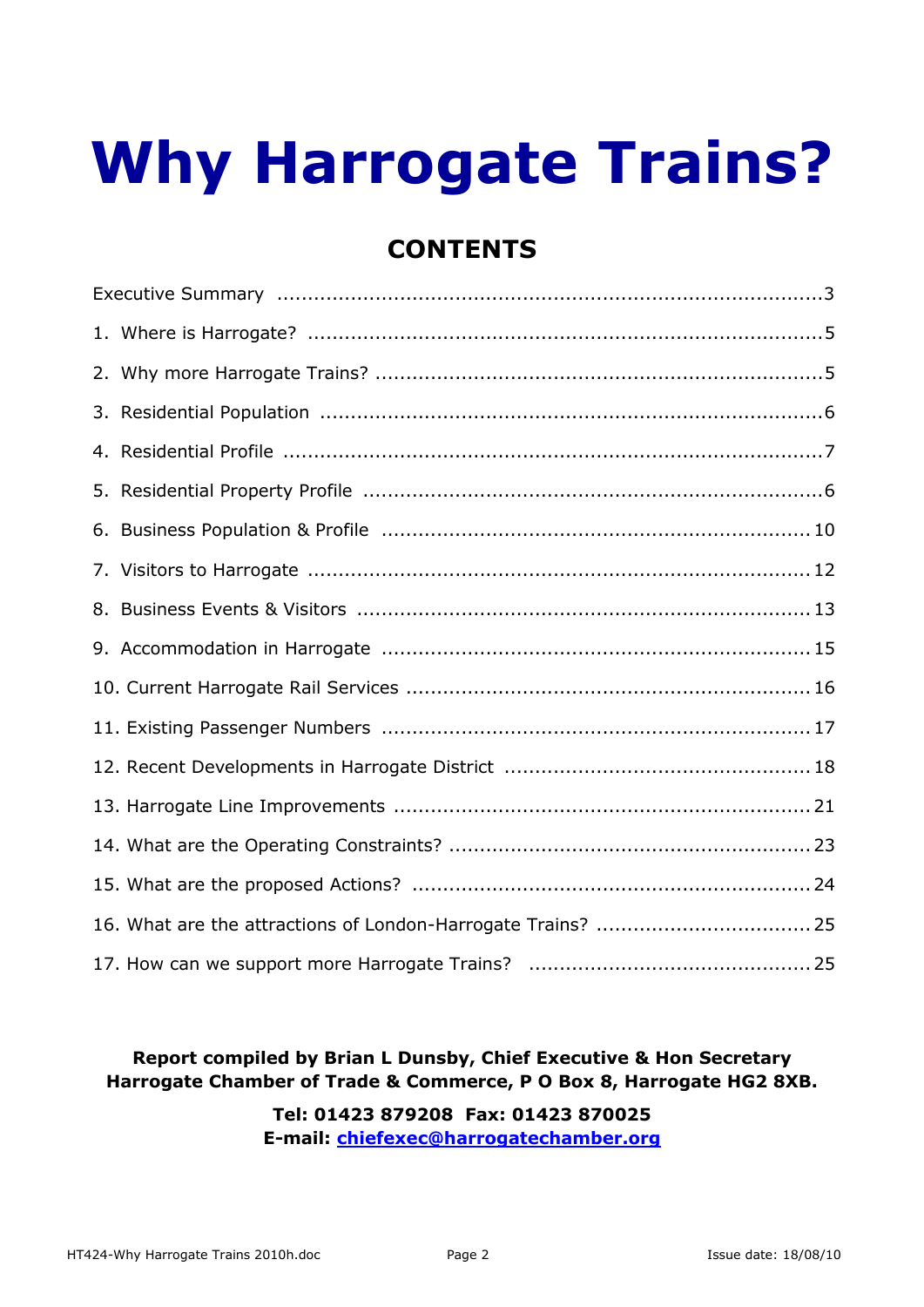# Why Harrogate Trains?

## CONTENTS

Executive Summary ........................................................................................3

1. Where is Harrogate? ..................................................................................5

2. Why more Harrogate Trains? .......................................................................5

3. Residential Population ................................................................................6

4. Residential Profile ......................................................................................7

5. Residential Property Profile .........................................................................6

6. Business Population & Profile ....................................................................10

7. Visitors to Harrogate ................................................................................12

8. Business Events & Visitors ........................................................................13

9. Accommodation in Harrogate ....................................................................15

10. Current Harrogate Rail Services ...............................................................16

11. Existing Passenger Numbers ....................................................................17

12. Recent Developments in Harrogate District ................................................18

13. Harrogate Line Improvements ..................................................................21

14. What are the Operating Constraints? ........................................................23

15. What are the proposed Actions? ...............................................................24

16. What are the attractions of London-Harrogate Trains? .................................25

17. How can we support more Harrogate Trains? .............................................25

**Report compiled by Brian L Dunsby, Chief Executive & Hon Secretary Harrogate Chamber of Trade & Commerce, P O Box 8, Harrogate HG2 8XB.**

**Tel: 01423 879208 Fax: 01423 870025**
**E-mail: chiefexec@harrogatechamber.org**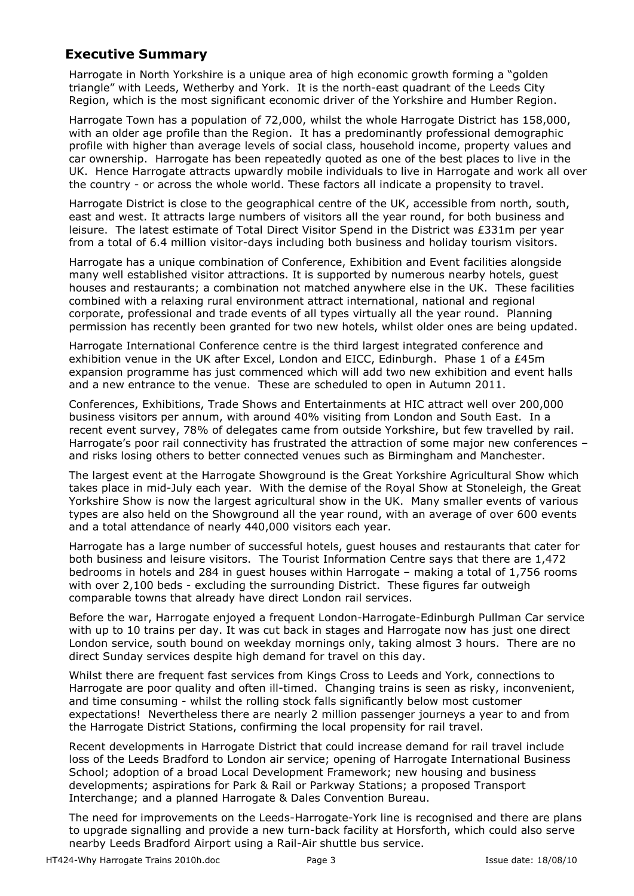## Executive Summary

Harrogate in North Yorkshire is a unique area of high economic growth forming a "golden triangle" with Leeds, Wetherby and York. It is the north-east quadrant of the Leeds City Region, which is the most significant economic driver of the Yorkshire and Humber Region.

Harrogate Town has a population of 72,000, whilst the whole Harrogate District has 158,000, with an older age profile than the Region. It has a predominantly professional demographic profile with higher than average levels of social class, household income, property values and car ownership. Harrogate has been repeatedly quoted as one of the best places to live in the UK. Hence Harrogate attracts upwardly mobile individuals to live in Harrogate and work all over the country - or across the whole world. These factors all indicate a propensity to travel.

Harrogate District is close to the geographical centre of the UK, accessible from north, south, east and west. It attracts large numbers of visitors all the year round, for both business and leisure. The latest estimate of Total Direct Visitor Spend in the District was £331m per year from a total of 6.4 million visitor-days including both business and holiday tourism visitors.

Harrogate has a unique combination of Conference, Exhibition and Event facilities alongside many well established visitor attractions. It is supported by numerous nearby hotels, guest houses and restaurants; a combination not matched anywhere else in the UK. These facilities combined with a relaxing rural environment attract international, national and regional corporate, professional and trade events of all types virtually all the year round. Planning permission has recently been granted for two new hotels, whilst older ones are being updated.

Harrogate International Conference centre is the third largest integrated conference and exhibition venue in the UK after Excel, London and EICC, Edinburgh. Phase 1 of a £45m expansion programme has just commenced which will add two new exhibition and event halls and a new entrance to the venue. These are scheduled to open in Autumn 2011.

Conferences, Exhibitions, Trade Shows and Entertainments at HIC attract well over 200,000 business visitors per annum, with around 40% visiting from London and South East. In a recent event survey, 78% of delegates came from outside Yorkshire, but few travelled by rail. Harrogate's poor rail connectivity has frustrated the attraction of some major new conferences – and risks losing others to better connected venues such as Birmingham and Manchester.

The largest event at the Harrogate Showground is the Great Yorkshire Agricultural Show which takes place in mid-July each year. With the demise of the Royal Show at Stoneleigh, the Great Yorkshire Show is now the largest agricultural show in the UK. Many smaller events of various types are also held on the Showground all the year round, with an average of over 600 events and a total attendance of nearly 440,000 visitors each year.

Harrogate has a large number of successful hotels, guest houses and restaurants that cater for both business and leisure visitors. The Tourist Information Centre says that there are 1,472 bedrooms in hotels and 284 in guest houses within Harrogate – making a total of 1,756 rooms with over 2,100 beds - excluding the surrounding District. These figures far outweigh comparable towns that already have direct London rail services.

Before the war, Harrogate enjoyed a frequent London-Harrogate-Edinburgh Pullman Car service with up to 10 trains per day. It was cut back in stages and Harrogate now has just one direct London service, south bound on weekday mornings only, taking almost 3 hours. There are no direct Sunday services despite high demand for travel on this day.

Whilst there are frequent fast services from Kings Cross to Leeds and York, connections to Harrogate are poor quality and often ill-timed. Changing trains is seen as risky, inconvenient, and time consuming - whilst the rolling stock falls significantly below most customer expectations! Nevertheless there are nearly 2 million passenger journeys a year to and from the Harrogate District Stations, confirming the local propensity for rail travel.

Recent developments in Harrogate District that could increase demand for rail travel include loss of the Leeds Bradford to London air service; opening of Harrogate International Business School; adoption of a broad Local Development Framework; new housing and business developments; aspirations for Park & Rail or Parkway Stations; a proposed Transport Interchange; and a planned Harrogate & Dales Convention Bureau.

The need for improvements on the Leeds-Harrogate-York line is recognised and there are plans to upgrade signalling and provide a new turn-back facility at Horsforth, which could also serve nearby Leeds Bradford Airport using a Rail-Air shuttle bus service.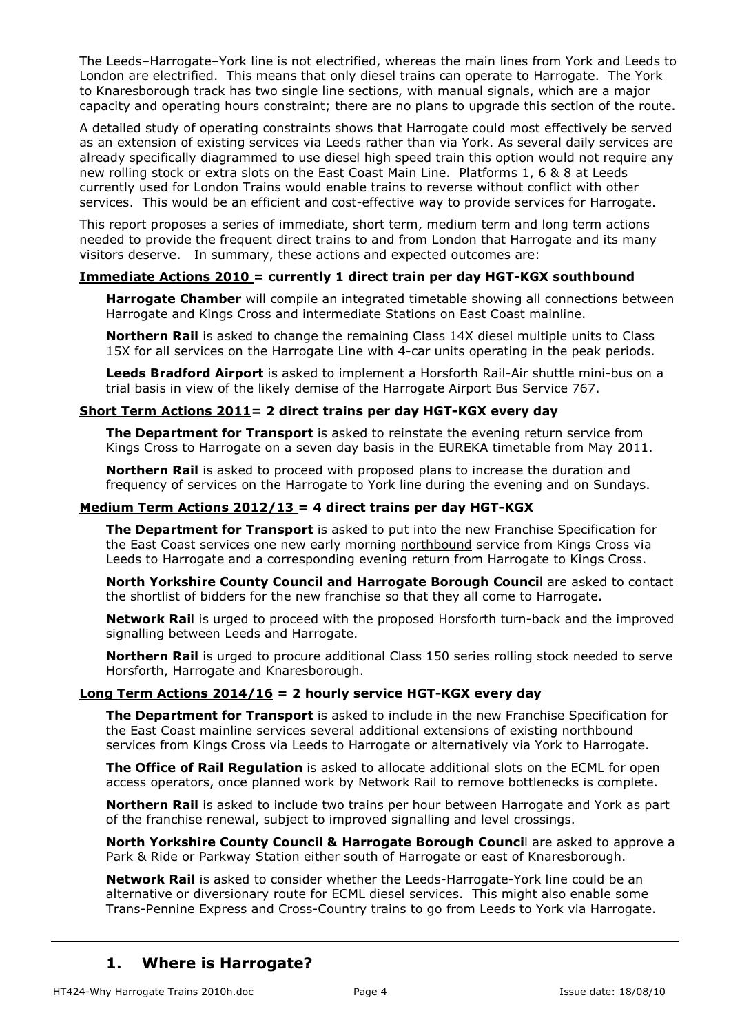The Leeds–Harrogate–York line is not electrified, whereas the main lines from York and Leeds to London are electrified. This means that only diesel trains can operate to Harrogate. The York to Knaresborough track has two single line sections, with manual signals, which are a major capacity and operating hours constraint; there are no plans to upgrade this section of the route.

A detailed study of operating constraints shows that Harrogate could most effectively be served as an extension of existing services via Leeds rather than via York. As several daily services are already specifically diagrammed to use diesel high speed train this option would not require any new rolling stock or extra slots on the East Coast Main Line. Platforms 1, 6 & 8 at Leeds currently used for London Trains would enable trains to reverse without conflict with other services. This would be an efficient and cost-effective way to provide services for Harrogate.

This report proposes a series of immediate, short term, medium term and long term actions needed to provide the frequent direct trains to and from London that Harrogate and its many visitors deserve. In summary, these actions and expected outcomes are:

#### **Immediate Actions 2010 = currently 1 direct train per day HGT-KGX southbound**

**Harrogate Chamber** will compile an integrated timetable showing all connections between Harrogate and Kings Cross and intermediate Stations on East Coast mainline.

**Northern Rail** is asked to change the remaining Class 14X diesel multiple units to Class 15X for all services on the Harrogate Line with 4-car units operating in the peak periods.

**Leeds Bradford Airport** is asked to implement a Horsforth Rail-Air shuttle mini-bus on a trial basis in view of the likely demise of the Harrogate Airport Bus Service 767.

#### **Short Term Actions 2011= 2 direct trains per day HGT-KGX every day**

**The Department for Transport** is asked to reinstate the evening return service from Kings Cross to Harrogate on a seven day basis in the EUREKA timetable from May 2011.

**Northern Rail** is asked to proceed with proposed plans to increase the duration and frequency of services on the Harrogate to York line during the evening and on Sundays.

#### **Medium Term Actions 2012/13 = 4 direct trains per day HGT-KGX**

**The Department for Transport** is asked to put into the new Franchise Specification for the East Coast services one new early morning northbound service from Kings Cross via Leeds to Harrogate and a corresponding evening return from Harrogate to Kings Cross.

**North Yorkshire County Council and Harrogate Borough Council** are asked to contact the shortlist of bidders for the new franchise so that they all come to Harrogate.

**Network Rail** is urged to proceed with the proposed Horsforth turn-back and the improved signalling between Leeds and Harrogate.

**Northern Rail** is urged to procure additional Class 150 series rolling stock needed to serve Horsforth, Harrogate and Knaresborough.

#### **Long Term Actions 2014/16 = 2 hourly service HGT-KGX every day**

**The Department for Transport** is asked to include in the new Franchise Specification for the East Coast mainline services several additional extensions of existing northbound services from Kings Cross via Leeds to Harrogate or alternatively via York to Harrogate.

**The Office of Rail Regulation** is asked to allocate additional slots on the ECML for open access operators, once planned work by Network Rail to remove bottlenecks is complete.

**Northern Rail** is asked to include two trains per hour between Harrogate and York as part of the franchise renewal, subject to improved signalling and level crossings.

**North Yorkshire County Council & Harrogate Borough Council** are asked to approve a Park & Ride or Parkway Station either south of Harrogate or east of Knaresborough.

**Network Rail** is asked to consider whether the Leeds-Harrogate-York line could be an alternative or diversionary route for ECML diesel services. This might also enable some Trans-Pennine Express and Cross-Country trains to go from Leeds to York via Harrogate.

## 1. Where is Harrogate?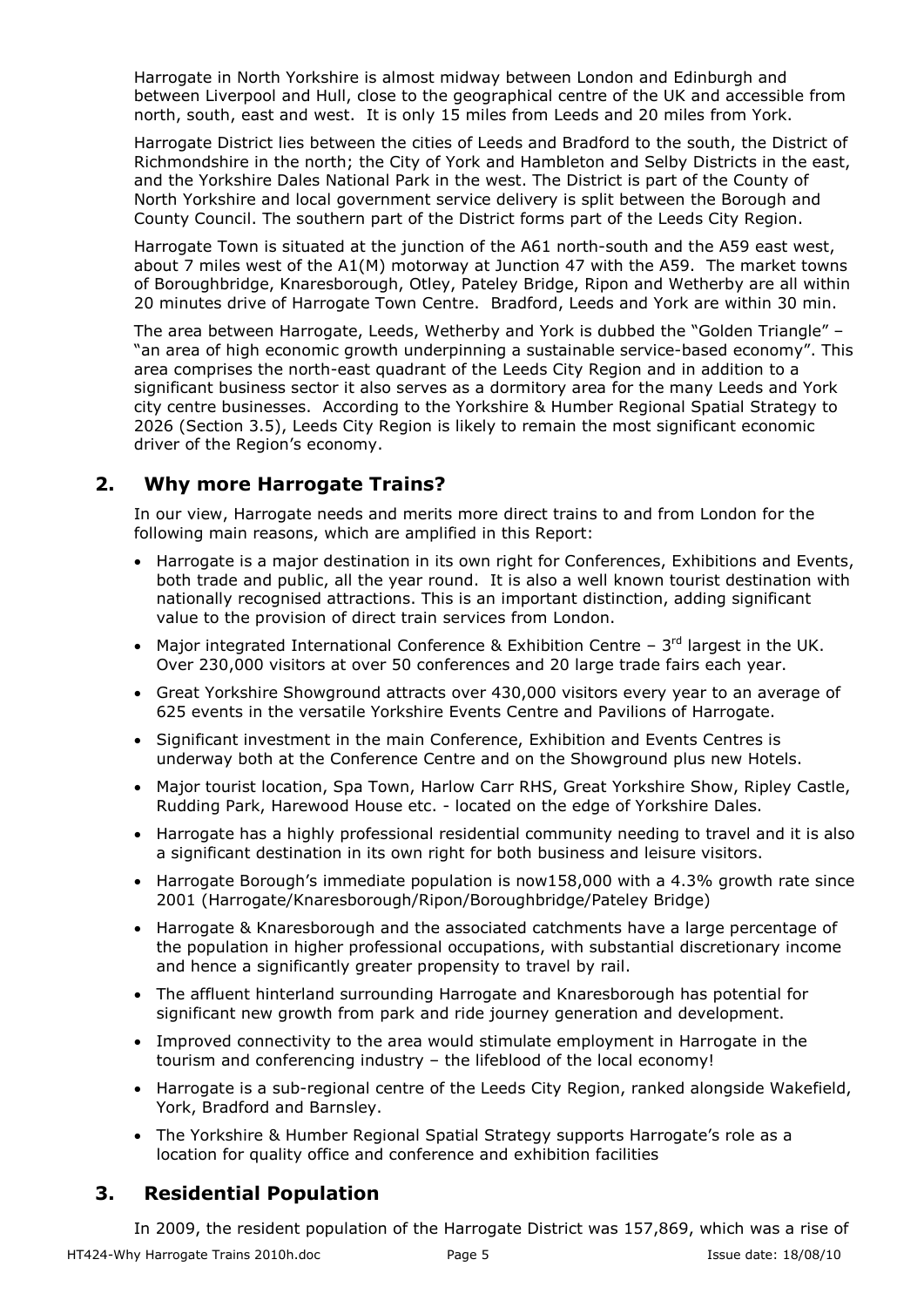Harrogate in North Yorkshire is almost midway between London and Edinburgh and between Liverpool and Hull, close to the geographical centre of the UK and accessible from north, south, east and west. It is only 15 miles from Leeds and 20 miles from York.

Harrogate District lies between the cities of Leeds and Bradford to the south, the District of Richmondshire in the north; the City of York and Hambleton and Selby Districts in the east, and the Yorkshire Dales National Park in the west. The District is part of the County of North Yorkshire and local government service delivery is split between the Borough and County Council. The southern part of the District forms part of the Leeds City Region.

Harrogate Town is situated at the junction of the A61 north-south and the A59 east west, about 7 miles west of the A1(M) motorway at Junction 47 with the A59. The market towns of Boroughbridge, Knaresborough, Otley, Pateley Bridge, Ripon and Wetherby are all within 20 minutes drive of Harrogate Town Centre. Bradford, Leeds and York are within 30 min.

The area between Harrogate, Leeds, Wetherby and York is dubbed the "Golden Triangle" – "an area of high economic growth underpinning a sustainable service-based economy". This area comprises the north-east quadrant of the Leeds City Region and in addition to a significant business sector it also serves as a dormitory area for the many Leeds and York city centre businesses. According to the Yorkshire & Humber Regional Spatial Strategy to 2026 (Section 3.5), Leeds City Region is likely to remain the most significant economic driver of the Region's economy.

## 2. Why more Harrogate Trains?

In our view, Harrogate needs and merits more direct trains to and from London for the following main reasons, which are amplified in this Report:

- Harrogate is a major destination in its own right for Conferences, Exhibitions and Events, both trade and public, all the year round. It is also a well known tourist destination with nationally recognised attractions. This is an important distinction, adding significant value to the provision of direct train services from London.
- Major integrated International Conference & Exhibition Centre – 3rd largest in the UK. Over 230,000 visitors at over 50 conferences and 20 large trade fairs each year.
- Great Yorkshire Showground attracts over 430,000 visitors every year to an average of 625 events in the versatile Yorkshire Events Centre and Pavilions of Harrogate.
- Significant investment in the main Conference, Exhibition and Events Centres is underway both at the Conference Centre and on the Showground plus new Hotels.
- Major tourist location, Spa Town, Harlow Carr RHS, Great Yorkshire Show, Ripley Castle, Rudding Park, Harewood House etc. - located on the edge of Yorkshire Dales.
- Harrogate has a highly professional residential community needing to travel and it is also a significant destination in its own right for both business and leisure visitors.
- Harrogate Borough's immediate population is now158,000 with a 4.3% growth rate since 2001 (Harrogate/Knaresborough/Ripon/Boroughbridge/Pateley Bridge)
- Harrogate & Knaresborough and the associated catchments have a large percentage of the population in higher professional occupations, with substantial discretionary income and hence a significantly greater propensity to travel by rail.
- The affluent hinterland surrounding Harrogate and Knaresborough has potential for significant new growth from park and ride journey generation and development.
- Improved connectivity to the area would stimulate employment in Harrogate in the tourism and conferencing industry – the lifeblood of the local economy!
- Harrogate is a sub-regional centre of the Leeds City Region, ranked alongside Wakefield, York, Bradford and Barnsley.
- The Yorkshire & Humber Regional Spatial Strategy supports Harrogate's role as a location for quality office and conference and exhibition facilities

## 3. Residential Population

In 2009, the resident population of the Harrogate District was 157,869, which was a rise of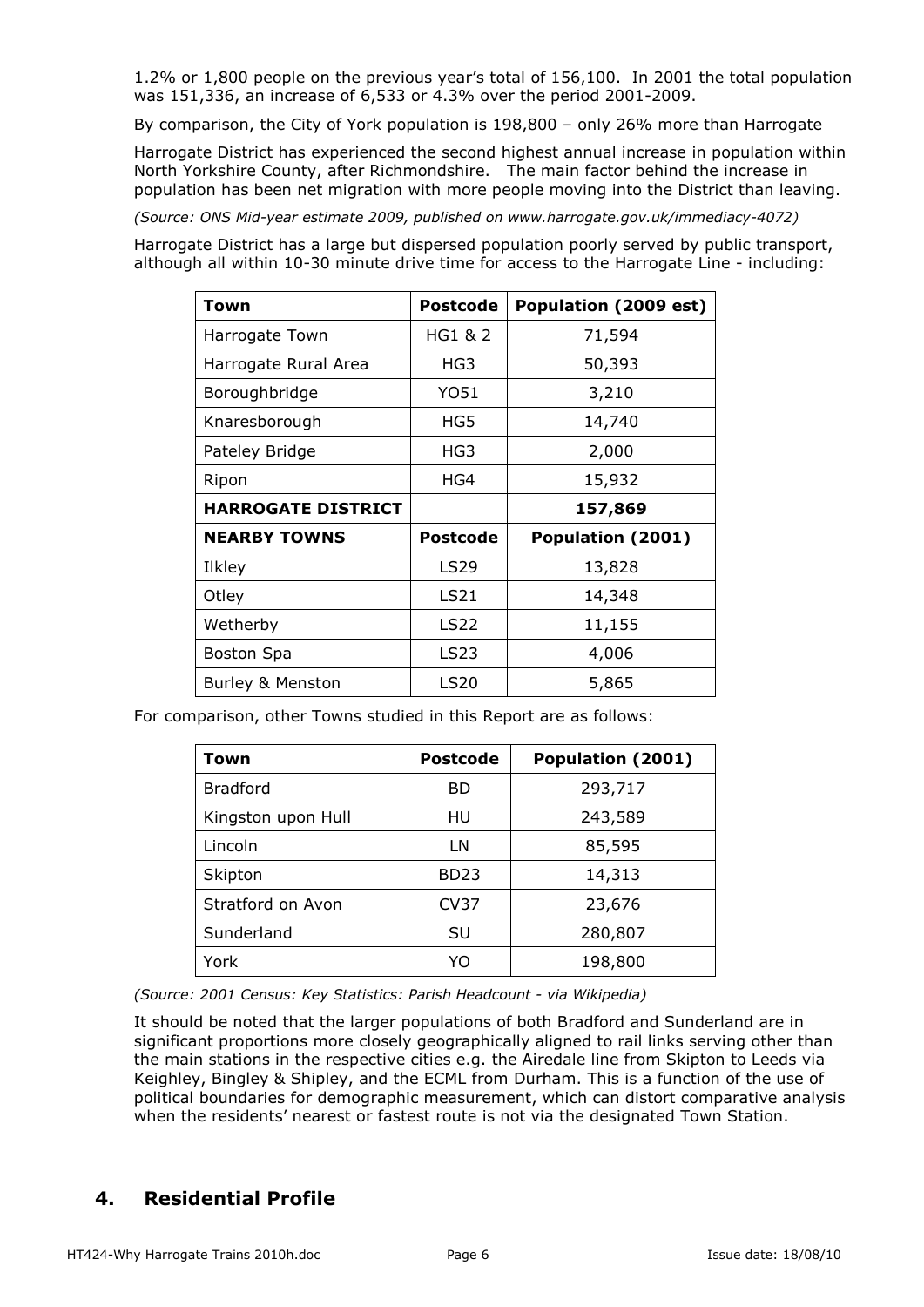1.2% or 1,800 people on the previous year's total of 156,100. In 2001 the total population was 151,336, an increase of 6,533 or 4.3% over the period 2001-2009.

By comparison, the City of York population is 198,800 – only 26% more than Harrogate

Harrogate District has experienced the second highest annual increase in population within North Yorkshire County, after Richmondshire. The main factor behind the increase in population has been net migration with more people moving into the District than leaving.

*(Source: ONS Mid-year estimate 2009, published on www.harrogate.gov.uk/immediacy-4072)*

Harrogate District has a large but dispersed population poorly served by public transport, although all within 10-30 minute drive time for access to the Harrogate Line - including:

| **Town** | **Postcode** | **Population (2009 est)** |
|---|---|---|
| Harrogate Town | HG1 & 2 | 71,594 |
| Harrogate Rural Area | HG3 | 50,393 |
| Boroughbridge | YO51 | 3,210 |
| Knaresborough | HG5 | 14,740 |
| Pateley Bridge | HG3 | 2,000 |
| Ripon | HG4 | 15,932 |
| **HARROGATE DISTRICT** | | **157,869** |
| **NEARBY TOWNS** | **Postcode** | **Population (2001)** |
| Ilkley | LS29 | 13,828 |
| Otley | LS21 | 14,348 |
| Wetherby | LS22 | 11,155 |
| Boston Spa | LS23 | 4,006 |
| Burley & Menston | LS20 | 5,865 |

For comparison, other Towns studied in this Report are as follows:

| **Town** | **Postcode** | **Population (2001)** |
|---|---|---|
| Bradford | BD | 293,717 |
| Kingston upon Hull | HU | 243,589 |
| Lincoln | LN | 85,595 |
| Skipton | BD23 | 14,313 |
| Stratford on Avon | CV37 | 23,676 |
| Sunderland | SU | 280,807 |
| York | YO | 198,800 |

*(Source: 2001 Census: Key Statistics: Parish Headcount - via Wikipedia)*

It should be noted that the larger populations of both Bradford and Sunderland are in significant proportions more closely geographically aligned to rail links serving other than the main stations in the respective cities e.g. the Airedale line from Skipton to Leeds via Keighley, Bingley & Shipley, and the ECML from Durham. This is a function of the use of political boundaries for demographic measurement, which can distort comparative analysis when the residents' nearest or fastest route is not via the designated Town Station.

## 4. Residential Profile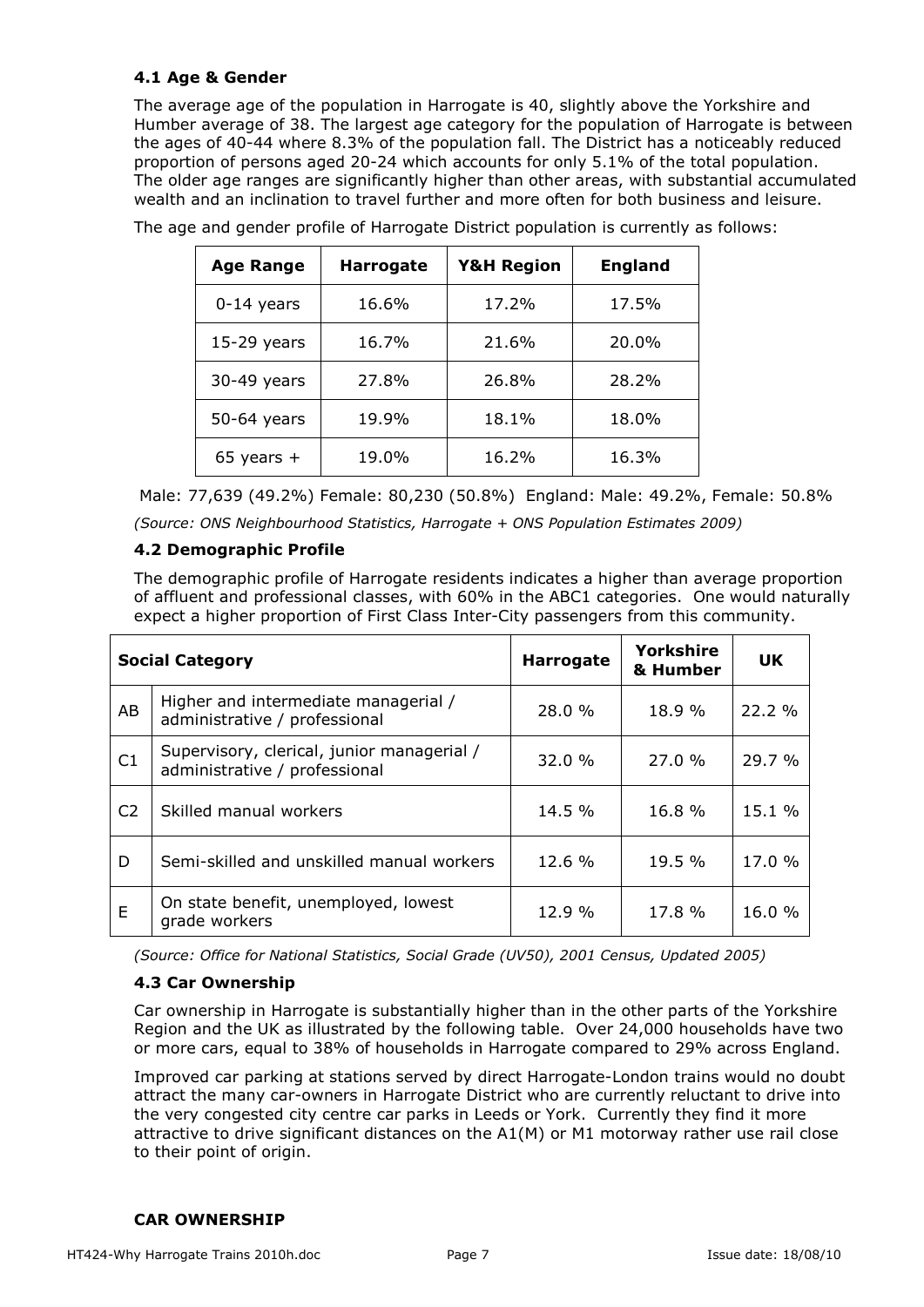### 4.1 Age & Gender

The average age of the population in Harrogate is 40, slightly above the Yorkshire and Humber average of 38. The largest age category for the population of Harrogate is between the ages of 40-44 where 8.3% of the population fall. The District has a noticeably reduced proportion of persons aged 20-24 which accounts for only 5.1% of the total population. The older age ranges are significantly higher than other areas, with substantial accumulated wealth and an inclination to travel further and more often for both business and leisure.

The age and gender profile of Harrogate District population is currently as follows:

| Age Range | Harrogate | Y&H Region | England |
|---|---|---|---|
| 0-14 years | 16.6% | 17.2% | 17.5% |
| 15-29 years | 16.7% | 21.6% | 20.0% |
| 30-49 years | 27.8% | 26.8% | 28.2% |
| 50-64 years | 19.9% | 18.1% | 18.0% |
| 65 years + | 19.0% | 16.2% | 16.3% |

Male: 77,639 (49.2%) Female: 80,230 (50.8%) England: Male: 49.2%, Female: 50.8%

*(Source: ONS Neighbourhood Statistics, Harrogate + ONS Population Estimates 2009)*

### 4.2 Demographic Profile

The demographic profile of Harrogate residents indicates a higher than average proportion of affluent and professional classes, with 60% in the ABC1 categories. One would naturally expect a higher proportion of First Class Inter-City passengers from this community.

| Social Category | | Harrogate | Yorkshire & Humber | UK |
|---|---|---|---|---|
| AB | Higher and intermediate managerial / administrative / professional | 28.0 % | 18.9 % | 22.2 % |
| C1 | Supervisory, clerical, junior managerial / administrative / professional | 32.0 % | 27.0 % | 29.7 % |
| C2 | Skilled manual workers | 14.5 % | 16.8 % | 15.1 % |
| D | Semi-skilled and unskilled manual workers | 12.6 % | 19.5 % | 17.0 % |
| E | On state benefit, unemployed, lowest grade workers | 12.9 % | 17.8 % | 16.0 % |

*(Source: Office for National Statistics, Social Grade (UV50), 2001 Census, Updated 2005)*

### 4.3 Car Ownership

Car ownership in Harrogate is substantially higher than in the other parts of the Yorkshire Region and the UK as illustrated by the following table. Over 24,000 households have two or more cars, equal to 38% of households in Harrogate compared to 29% across England.

Improved car parking at stations served by direct Harrogate-London trains would no doubt attract the many car-owners in Harrogate District who are currently reluctant to drive into the very congested city centre car parks in Leeds or York. Currently they find it more attractive to drive significant distances on the A1(M) or M1 motorway rather use rail close to their point of origin.

**CAR OWNERSHIP**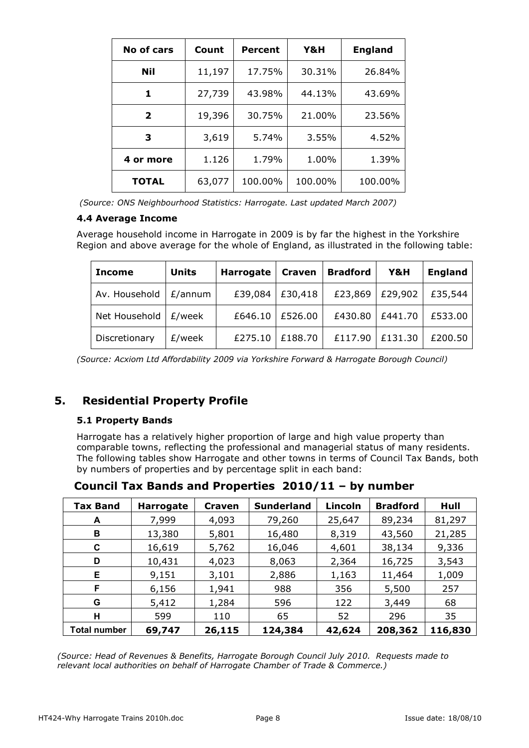| No of cars | Count | Percent | Y&H | England |
|---|---|---|---|---|
| **Nil** | 11,197 | 17.75% | 30.31% | 26.84% |
| **1** | 27,739 | 43.98% | 44.13% | 43.69% |
| **2** | 19,396 | 30.75% | 21.00% | 23.56% |
| **3** | 3,619 | 5.74% | 3.55% | 4.52% |
| **4 or more** | 1.126 | 1.79% | 1.00% | 1.39% |
| **TOTAL** | 63,077 | 100.00% | 100.00% | 100.00% |

*(Source: ONS Neighbourhood Statistics: Harrogate. Last updated March 2007)*

### 4.4 Average Income

Average household income in Harrogate in 2009 is by far the highest in the Yorkshire Region and above average for the whole of England, as illustrated in the following table:

| Income | Units | Harrogate | Craven | Bradford | Y&H | England |
|---|---|---|---|---|---|---|
| Av. Household | £/annum | £39,084 | £30,418 | £23,869 | £29,902 | £35,544 |
| Net Household | £/week | £646.10 | £526.00 | £430.80 | £441.70 | £533.00 |
| Discretionary | £/week | £275.10 | £188.70 | £117.90 | £131.30 | £200.50 |

*(Source: Acxiom Ltd Affordability 2009 via Yorkshire Forward & Harrogate Borough Council)*

## 5. Residential Property Profile

### 5.1 Property Bands

Harrogate has a relatively higher proportion of large and high value property than comparable towns, reflecting the professional and managerial status of many residents. The following tables show Harrogate and other towns in terms of Council Tax Bands, both by numbers of properties and by percentage split in each band:

### Council Tax Bands and Properties 2010/11 – by number

| Tax Band | Harrogate | Craven | Sunderland | Lincoln | Bradford | Hull |
|---|---|---|---|---|---|---|
| A | 7,999 | 4,093 | 79,260 | 25,647 | 89,234 | 81,297 |
| B | 13,380 | 5,801 | 16,480 | 8,319 | 43,560 | 21,285 |
| C | 16,619 | 5,762 | 16,046 | 4,601 | 38,134 | 9,336 |
| D | 10,431 | 4,023 | 8,063 | 2,364 | 16,725 | 3,543 |
| E | 9,151 | 3,101 | 2,886 | 1,163 | 11,464 | 1,009 |
| F | 6,156 | 1,941 | 988 | 356 | 5,500 | 257 |
| G | 5,412 | 1,284 | 596 | 122 | 3,449 | 68 |
| H | 599 | 110 | 65 | 52 | 296 | 35 |
| **Total number** | **69,747** | **26,115** | **124,384** | **42,624** | **208,362** | **116,830** |

*(Source: Head of Revenues & Benefits, Harrogate Borough Council July 2010. Requests made to relevant local authorities on behalf of Harrogate Chamber of Trade & Commerce.)*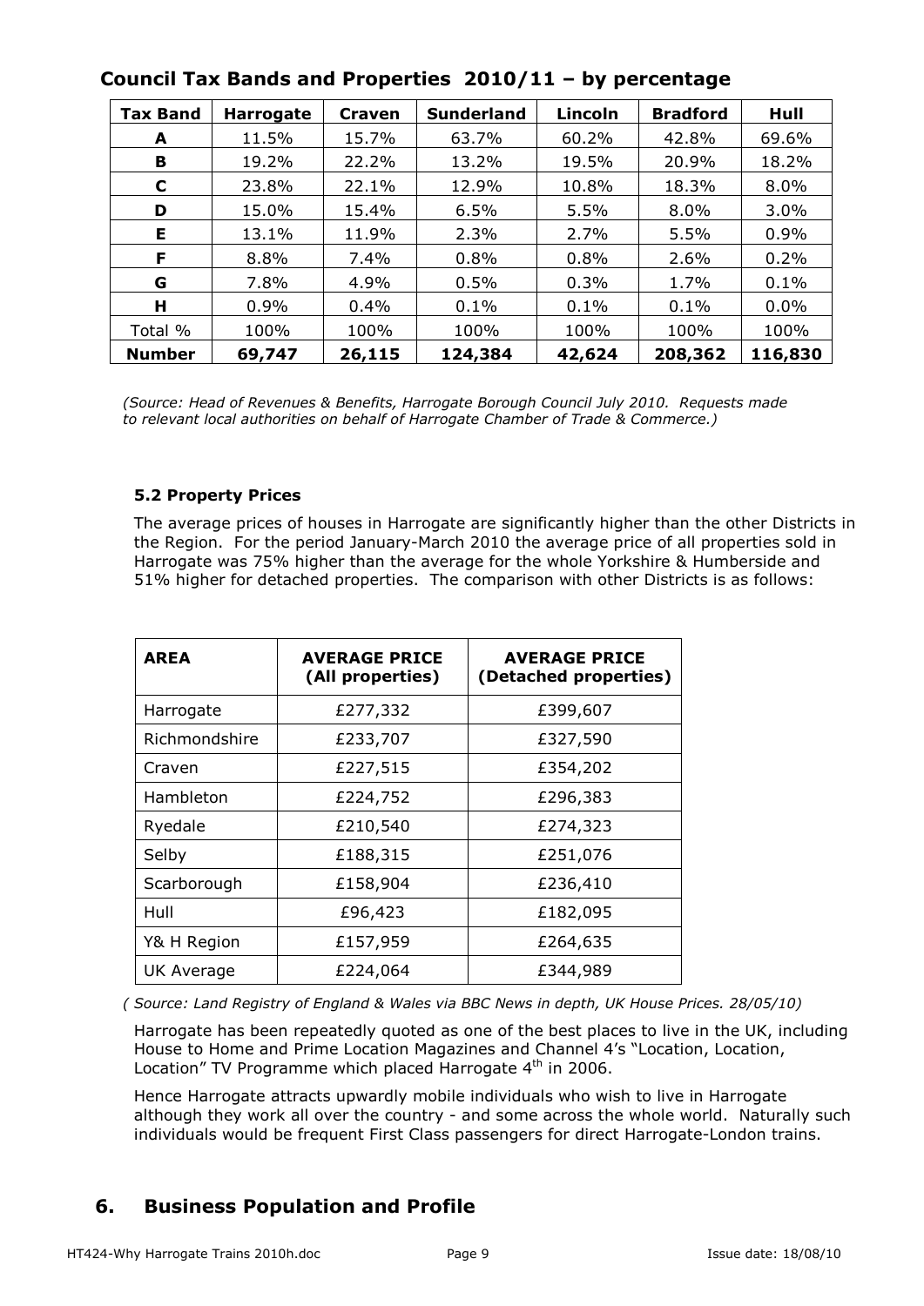## Council Tax Bands and Properties 2010/11 – by percentage

| Tax Band | Harrogate | Craven | Sunderland | Lincoln | Bradford | Hull |
|---|---|---|---|---|---|---|
| **A** | 11.5% | 15.7% | 63.7% | 60.2% | 42.8% | 69.6% |
| **B** | 19.2% | 22.2% | 13.2% | 19.5% | 20.9% | 18.2% |
| **C** | 23.8% | 22.1% | 12.9% | 10.8% | 18.3% | 8.0% |
| **D** | 15.0% | 15.4% | 6.5% | 5.5% | 8.0% | 3.0% |
| **E** | 13.1% | 11.9% | 2.3% | 2.7% | 5.5% | 0.9% |
| **F** | 8.8% | 7.4% | 0.8% | 0.8% | 2.6% | 0.2% |
| **G** | 7.8% | 4.9% | 0.5% | 0.3% | 1.7% | 0.1% |
| **H** | 0.9% | 0.4% | 0.1% | 0.1% | 0.1% | 0.0% |
| Total % | 100% | 100% | 100% | 100% | 100% | 100% |
| **Number** | **69,747** | **26,115** | **124,384** | **42,624** | **208,362** | **116,830** |

*(Source: Head of Revenues & Benefits, Harrogate Borough Council July 2010. Requests made to relevant local authorities on behalf of Harrogate Chamber of Trade & Commerce.)*

### 5.2 Property Prices

The average prices of houses in Harrogate are significantly higher than the other Districts in the Region. For the period January-March 2010 the average price of all properties sold in Harrogate was 75% higher than the average for the whole Yorkshire & Humberside and 51% higher for detached properties. The comparison with other Districts is as follows:

| AREA | AVERAGE PRICE (All properties) | AVERAGE PRICE (Detached properties) |
|---|---|---|
| Harrogate | £277,332 | £399,607 |
| Richmondshire | £233,707 | £327,590 |
| Craven | £227,515 | £354,202 |
| Hambleton | £224,752 | £296,383 |
| Ryedale | £210,540 | £274,323 |
| Selby | £188,315 | £251,076 |
| Scarborough | £158,904 | £236,410 |
| Hull | £96,423 | £182,095 |
| Y& H Region | £157,959 | £264,635 |
| UK Average | £224,064 | £344,989 |

*( Source: Land Registry of England & Wales via BBC News in depth, UK House Prices. 28/05/10)*

Harrogate has been repeatedly quoted as one of the best places to live in the UK, including House to Home and Prime Location Magazines and Channel 4's "Location, Location, Location" TV Programme which placed Harrogate 4th in 2006.

Hence Harrogate attracts upwardly mobile individuals who wish to live in Harrogate although they work all over the country - and some across the whole world. Naturally such individuals would be frequent First Class passengers for direct Harrogate-London trains.

## 6. Business Population and Profile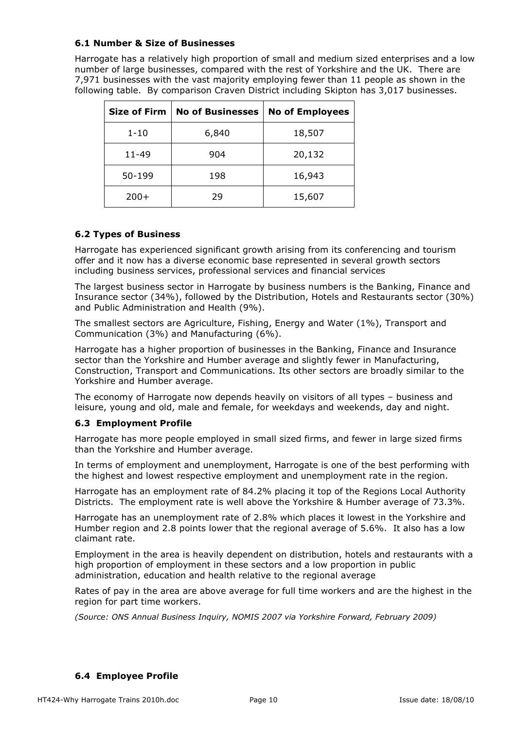### 6.1 Number & Size of Businesses

Harrogate has a relatively high proportion of small and medium sized enterprises and a low number of large businesses, compared with the rest of Yorkshire and the UK. There are 7,971 businesses with the vast majority employing fewer than 11 people as shown in the following table. By comparison Craven District including Skipton has 3,017 businesses.

| Size of Firm | No of Businesses | No of Employees |
|---|---|---|
| 1-10 | 6,840 | 18,507 |
| 11-49 | 904 | 20,132 |
| 50-199 | 198 | 16,943 |
| 200+ | 29 | 15,607 |

### 6.2 Types of Business

Harrogate has experienced significant growth arising from its conferencing and tourism offer and it now has a diverse economic base represented in several growth sectors including business services, professional services and financial services

The largest business sector in Harrogate by business numbers is the Banking, Finance and Insurance sector (34%), followed by the Distribution, Hotels and Restaurants sector (30%) and Public Administration and Health (9%).

The smallest sectors are Agriculture, Fishing, Energy and Water (1%), Transport and Communication (3%) and Manufacturing (6%).

Harrogate has a higher proportion of businesses in the Banking, Finance and Insurance sector than the Yorkshire and Humber average and slightly fewer in Manufacturing, Construction, Transport and Communications. Its other sectors are broadly similar to the Yorkshire and Humber average.

The economy of Harrogate now depends heavily on visitors of all types – business and leisure, young and old, male and female, for weekdays and weekends, day and night.

### 6.3 Employment Profile

Harrogate has more people employed in small sized firms, and fewer in large sized firms than the Yorkshire and Humber average.

In terms of employment and unemployment, Harrogate is one of the best performing with the highest and lowest respective employment and unemployment rate in the region.

Harrogate has an employment rate of 84.2% placing it top of the Regions Local Authority Districts. The employment rate is well above the Yorkshire & Humber average of 73.3%.

Harrogate has an unemployment rate of 2.8% which places it lowest in the Yorkshire and Humber region and 2.8 points lower that the regional average of 5.6%. It also has a low claimant rate.

Employment in the area is heavily dependent on distribution, hotels and restaurants with a high proportion of employment in these sectors and a low proportion in public administration, education and health relative to the regional average

Rates of pay in the area are above average for full time workers and are the highest in the region for part time workers.

*(Source: ONS Annual Business Inquiry, NOMIS 2007 via Yorkshire Forward, February 2009)*

### 6.4 Employee Profile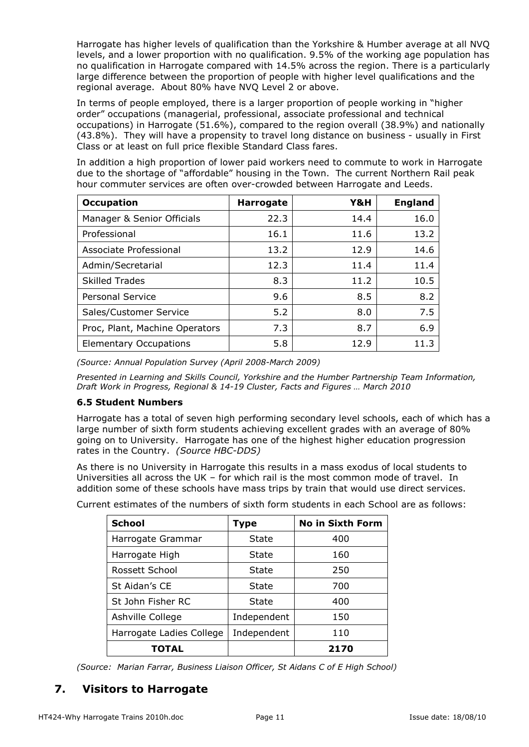Harrogate has higher levels of qualification than the Yorkshire & Humber average at all NVQ levels, and a lower proportion with no qualification. 9.5% of the working age population has no qualification in Harrogate compared with 14.5% across the region. There is a particularly large difference between the proportion of people with higher level qualifications and the regional average. About 80% have NVQ Level 2 or above.

In terms of people employed, there is a larger proportion of people working in "higher order" occupations (managerial, professional, associate professional and technical occupations) in Harrogate (51.6%), compared to the region overall (38.9%) and nationally (43.8%). They will have a propensity to travel long distance on business - usually in First Class or at least on full price flexible Standard Class fares.

In addition a high proportion of lower paid workers need to commute to work in Harrogate due to the shortage of "affordable" housing in the Town. The current Northern Rail peak hour commuter services are often over-crowded between Harrogate and Leeds.

| Occupation | Harrogate | Y&H | England |
|---|---|---|---|
| Manager & Senior Officials | 22.3 | 14.4 | 16.0 |
| Professional | 16.1 | 11.6 | 13.2 |
| Associate Professional | 13.2 | 12.9 | 14.6 |
| Admin/Secretarial | 12.3 | 11.4 | 11.4 |
| Skilled Trades | 8.3 | 11.2 | 10.5 |
| Personal Service | 9.6 | 8.5 | 8.2 |
| Sales/Customer Service | 5.2 | 8.0 | 7.5 |
| Proc, Plant, Machine Operators | 7.3 | 8.7 | 6.9 |
| Elementary Occupations | 5.8 | 12.9 | 11.3 |

*(Source: Annual Population Survey (April 2008-March 2009)*

*Presented in Learning and Skills Council, Yorkshire and the Humber Partnership Team Information, Draft Work in Progress, Regional & 14-19 Cluster, Facts and Figures … March 2010*

### 6.5 Student Numbers

Harrogate has a total of seven high performing secondary level schools, each of which has a large number of sixth form students achieving excellent grades with an average of 80% going on to University. Harrogate has one of the highest higher education progression rates in the Country. *(Source HBC-DDS)*

As there is no University in Harrogate this results in a mass exodus of local students to Universities all across the UK – for which rail is the most common mode of travel. In addition some of these schools have mass trips by train that would use direct services.

Current estimates of the numbers of sixth form students in each School are as follows:

| School | Type | No in Sixth Form |
|---|---|---|
| Harrogate Grammar | State | 400 |
| Harrogate High | State | 160 |
| Rossett School | State | 250 |
| St Aidan's CE | State | 700 |
| St John Fisher RC | State | 400 |
| Ashville College | Independent | 150 |
| Harrogate Ladies College | Independent | 110 |
| **TOTAL** | | **2170** |

*(Source: Marian Farrar, Business Liaison Officer, St Aidans C of E High School)*

## 7. Visitors to Harrogate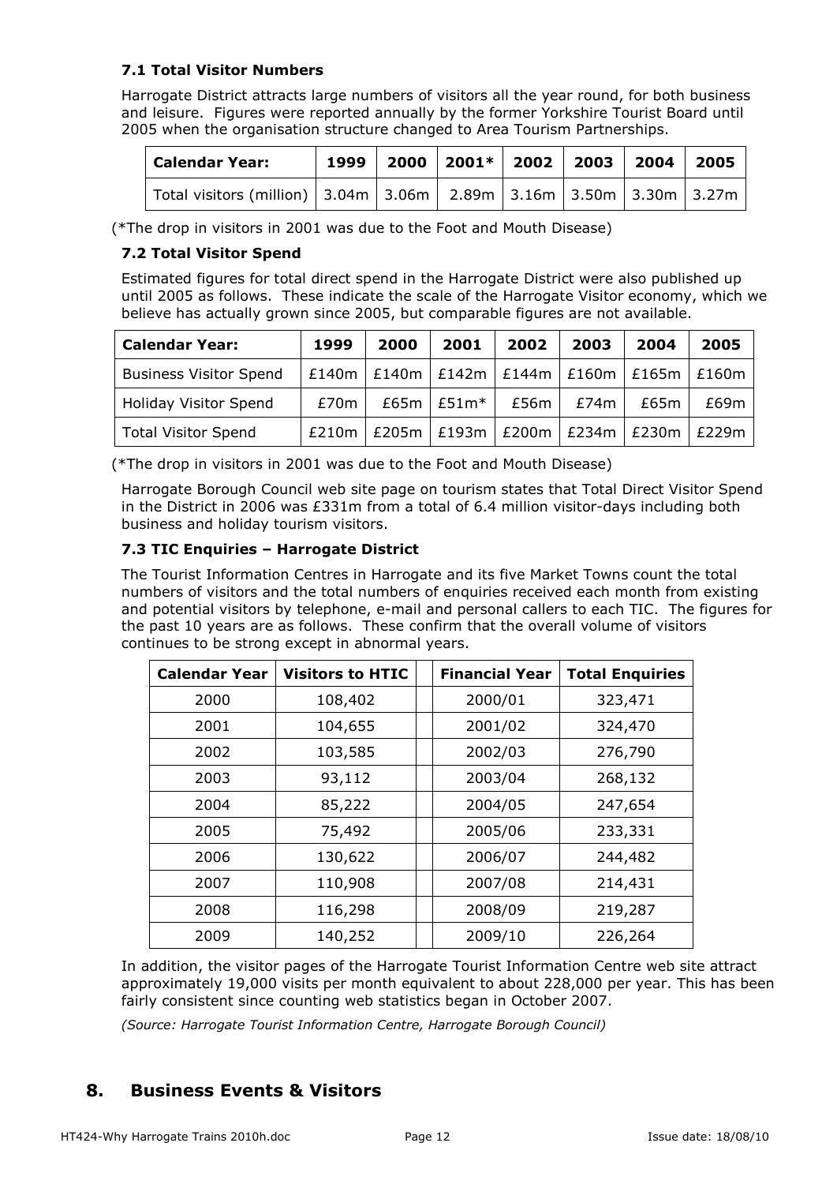### 7.1 Total Visitor Numbers

Harrogate District attracts large numbers of visitors all the year round, for both business and leisure. Figures were reported annually by the former Yorkshire Tourist Board until 2005 when the organisation structure changed to Area Tourism Partnerships.

| Calendar Year: | 1999 | 2000 | 2001* | 2002 | 2003 | 2004 | 2005 |
|---|---|---|---|---|---|---|---|
| Total visitors (million) | 3.04m | 3.06m | 2.89m | 3.16m | 3.50m | 3.30m | 3.27m |

(*The drop in visitors in 2001 was due to the Foot and Mouth Disease)

### 7.2 Total Visitor Spend

Estimated figures for total direct spend in the Harrogate District were also published up until 2005 as follows. These indicate the scale of the Harrogate Visitor economy, which we believe has actually grown since 2005, but comparable figures are not available.

| Calendar Year: | 1999 | 2000 | 2001 | 2002 | 2003 | 2004 | 2005 |
|---|---|---|---|---|---|---|---|
| Business Visitor Spend | £140m | £140m | £142m | £144m | £160m | £165m | £160m |
| Holiday Visitor Spend | £70m | £65m | £51m* | £56m | £74m | £65m | £69m |
| Total Visitor Spend | £210m | £205m | £193m | £200m | £234m | £230m | £229m |

(*The drop in visitors in 2001 was due to the Foot and Mouth Disease)

Harrogate Borough Council web site page on tourism states that Total Direct Visitor Spend in the District in 2006 was £331m from a total of 6.4 million visitor-days including both business and holiday tourism visitors.

### 7.3 TIC Enquiries – Harrogate District

The Tourist Information Centres in Harrogate and its five Market Towns count the total numbers of visitors and the total numbers of enquiries received each month from existing and potential visitors by telephone, e-mail and personal callers to each TIC. The figures for the past 10 years are as follows. These confirm that the overall volume of visitors continues to be strong except in abnormal years.

| Calendar Year | Visitors to HTIC | | Financial Year | Total Enquiries |
|---|---|---|---|---|
| 2000 | 108,402 | | 2000/01 | 323,471 |
| 2001 | 104,655 | | 2001/02 | 324,470 |
| 2002 | 103,585 | | 2002/03 | 276,790 |
| 2003 | 93,112 | | 2003/04 | 268,132 |
| 2004 | 85,222 | | 2004/05 | 247,654 |
| 2005 | 75,492 | | 2005/06 | 233,331 |
| 2006 | 130,622 | | 2006/07 | 244,482 |
| 2007 | 110,908 | | 2007/08 | 214,431 |
| 2008 | 116,298 | | 2008/09 | 219,287 |
| 2009 | 140,252 | | 2009/10 | 226,264 |

In addition, the visitor pages of the Harrogate Tourist Information Centre web site attract approximately 19,000 visits per month equivalent to about 228,000 per year. This has been fairly consistent since counting web statistics began in October 2007.

*(Source: Harrogate Tourist Information Centre, Harrogate Borough Council)*

## 8. Business Events & Visitors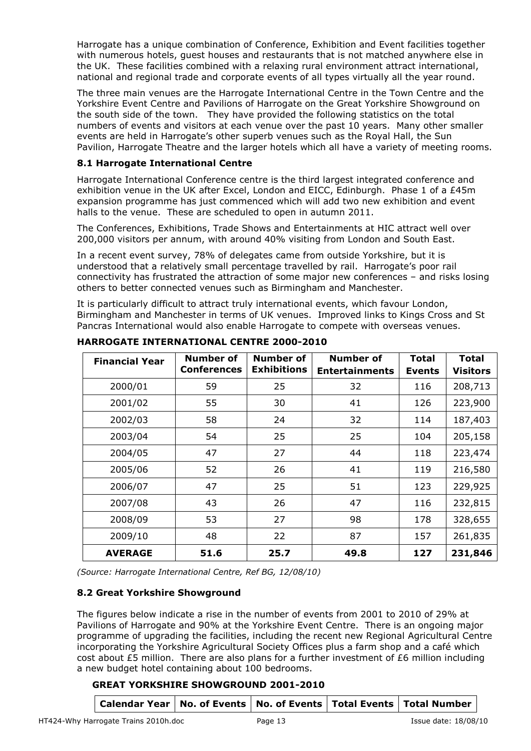Harrogate has a unique combination of Conference, Exhibition and Event facilities together with numerous hotels, guest houses and restaurants that is not matched anywhere else in the UK. These facilities combined with a relaxing rural environment attract international, national and regional trade and corporate events of all types virtually all the year round.

The three main venues are the Harrogate International Centre in the Town Centre and the Yorkshire Event Centre and Pavilions of Harrogate on the Great Yorkshire Showground on the south side of the town. They have provided the following statistics on the total numbers of events and visitors at each venue over the past 10 years. Many other smaller events are held in Harrogate's other superb venues such as the Royal Hall, the Sun Pavilion, Harrogate Theatre and the larger hotels which all have a variety of meeting rooms.

### 8.1 Harrogate International Centre

Harrogate International Conference centre is the third largest integrated conference and exhibition venue in the UK after Excel, London and EICC, Edinburgh. Phase 1 of a £45m expansion programme has just commenced which will add two new exhibition and event halls to the venue. These are scheduled to open in autumn 2011.

The Conferences, Exhibitions, Trade Shows and Entertainments at HIC attract well over 200,000 visitors per annum, with around 40% visiting from London and South East.

In a recent event survey, 78% of delegates came from outside Yorkshire, but it is understood that a relatively small percentage travelled by rail. Harrogate's poor rail connectivity has frustrated the attraction of some major new conferences – and risks losing others to better connected venues such as Birmingham and Manchester.

It is particularly difficult to attract truly international events, which favour London, Birmingham and Manchester in terms of UK venues. Improved links to Kings Cross and St Pancras International would also enable Harrogate to compete with overseas venues.

**HARROGATE INTERNATIONAL CENTRE 2000-2010**

| Financial Year | Number of Conferences | Number of Exhibitions | Number of Entertainments | Total Events | Total Visitors |
|---|---|---|---|---|---|
| 2000/01 | 59 | 25 | 32 | 116 | 208,713 |
| 2001/02 | 55 | 30 | 41 | 126 | 223,900 |
| 2002/03 | 58 | 24 | 32 | 114 | 187,403 |
| 2003/04 | 54 | 25 | 25 | 104 | 205,158 |
| 2004/05 | 47 | 27 | 44 | 118 | 223,474 |
| 2005/06 | 52 | 26 | 41 | 119 | 216,580 |
| 2006/07 | 47 | 25 | 51 | 123 | 229,925 |
| 2007/08 | 43 | 26 | 47 | 116 | 232,815 |
| 2008/09 | 53 | 27 | 98 | 178 | 328,655 |
| 2009/10 | 48 | 22 | 87 | 157 | 261,835 |
| **AVERAGE** | **51.6** | **25.7** | **49.8** | **127** | **231,846** |

*(Source: Harrogate International Centre, Ref BG, 12/08/10)*

### 8.2 Great Yorkshire Showground

The figures below indicate a rise in the number of events from 2001 to 2010 of 29% at Pavilions of Harrogate and 90% at the Yorkshire Event Centre. There is an ongoing major programme of upgrading the facilities, including the recent new Regional Agricultural Centre incorporating the Yorkshire Agricultural Society Offices plus a farm shop and a café which cost about £5 million. There are also plans for a further investment of £6 million including a new budget hotel containing about 100 bedrooms.

**GREAT YORKSHIRE SHOWGROUND 2001-2010**

| Calendar Year | No. of Events | No. of Events | Total Events | Total Number |
|---|---|---|---|---|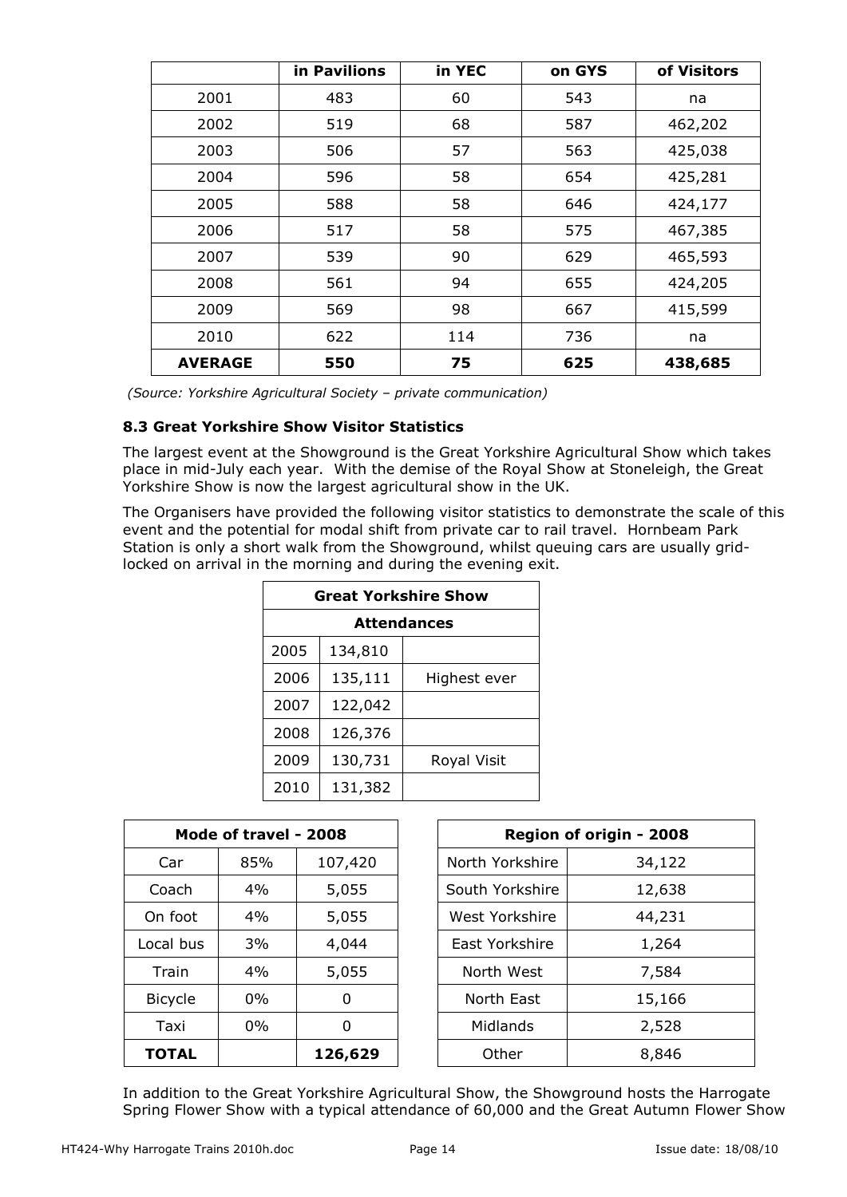| | in Pavilions | in YEC | on GYS | of Visitors |
|---|---|---|---|---|
| 2001 | 483 | 60 | 543 | na |
| 2002 | 519 | 68 | 587 | 462,202 |
| 2003 | 506 | 57 | 563 | 425,038 |
| 2004 | 596 | 58 | 654 | 425,281 |
| 2005 | 588 | 58 | 646 | 424,177 |
| 2006 | 517 | 58 | 575 | 467,385 |
| 2007 | 539 | 90 | 629 | 465,593 |
| 2008 | 561 | 94 | 655 | 424,205 |
| 2009 | 569 | 98 | 667 | 415,599 |
| 2010 | 622 | 114 | 736 | na |
| **AVERAGE** | **550** | **75** | **625** | **438,685** |

*(Source: Yorkshire Agricultural Society – private communication)*

### 8.3 Great Yorkshire Show Visitor Statistics

The largest event at the Showground is the Great Yorkshire Agricultural Show which takes place in mid-July each year. With the demise of the Royal Show at Stoneleigh, the Great Yorkshire Show is now the largest agricultural show in the UK.

The Organisers have provided the following visitor statistics to demonstrate the scale of this event and the potential for modal shift from private car to rail travel. Hornbeam Park Station is only a short walk from the Showground, whilst queuing cars are usually grid-locked on arrival in the morning and during the evening exit.

| Great Yorkshire Show | | |
|---|---|---|
| **Attendances** | | |
| 2005 | 134,810 | |
| 2006 | 135,111 | Highest ever |
| 2007 | 122,042 | |
| 2008 | 126,376 | |
| 2009 | 130,731 | Royal Visit |
| 2010 | 131,382 | |

| Mode of travel - 2008 | | |
|---|---|---|
| Car | 85% | 107,420 |
| Coach | 4% | 5,055 |
| On foot | 4% | 5,055 |
| Local bus | 3% | 4,044 |
| Train | 4% | 5,055 |
| Bicycle | 0% | 0 |
| Taxi | 0% | 0 |
| **TOTAL** | | **126,629** |

| Region of origin - 2008 | |
|---|---|
| North Yorkshire | 34,122 |
| South Yorkshire | 12,638 |
| West Yorkshire | 44,231 |
| East Yorkshire | 1,264 |
| North West | 7,584 |
| North East | 15,166 |
| Midlands | 2,528 |
| Other | 8,846 |

In addition to the Great Yorkshire Agricultural Show, the Showground hosts the Harrogate Spring Flower Show with a typical attendance of 60,000 and the Great Autumn Flower Show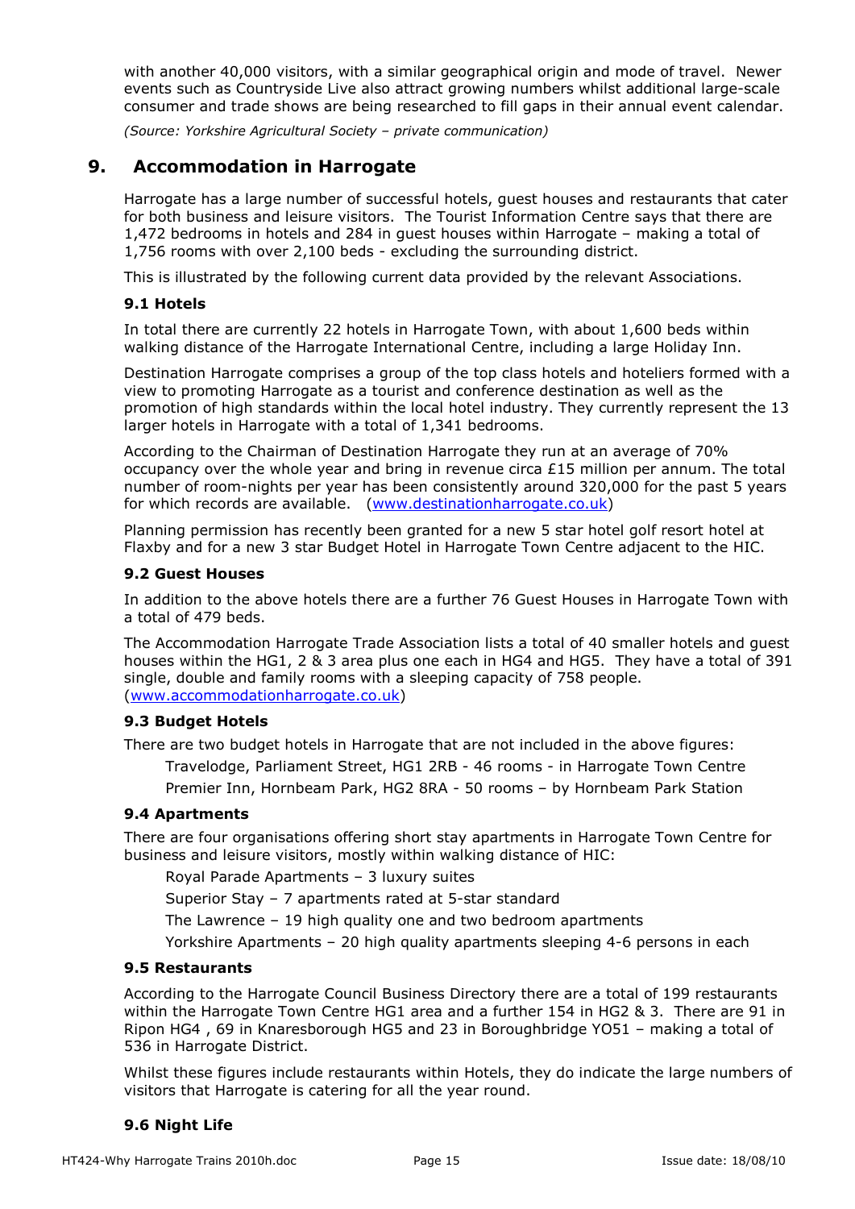with another 40,000 visitors, with a similar geographical origin and mode of travel. Newer events such as Countryside Live also attract growing numbers whilst additional large-scale consumer and trade shows are being researched to fill gaps in their annual event calendar.

*(Source: Yorkshire Agricultural Society – private communication)*

## 9. Accommodation in Harrogate

Harrogate has a large number of successful hotels, guest houses and restaurants that cater for both business and leisure visitors. The Tourist Information Centre says that there are 1,472 bedrooms in hotels and 284 in guest houses within Harrogate – making a total of 1,756 rooms with over 2,100 beds - excluding the surrounding district.

This is illustrated by the following current data provided by the relevant Associations.

### 9.1 Hotels

In total there are currently 22 hotels in Harrogate Town, with about 1,600 beds within walking distance of the Harrogate International Centre, including a large Holiday Inn.

Destination Harrogate comprises a group of the top class hotels and hoteliers formed with a view to promoting Harrogate as a tourist and conference destination as well as the promotion of high standards within the local hotel industry. They currently represent the 13 larger hotels in Harrogate with a total of 1,341 bedrooms.

According to the Chairman of Destination Harrogate they run at an average of 70% occupancy over the whole year and bring in revenue circa £15 million per annum. The total number of room-nights per year has been consistently around 320,000 for the past 5 years for which records are available. (www.destinationharrogate.co.uk)

Planning permission has recently been granted for a new 5 star hotel golf resort hotel at Flaxby and for a new 3 star Budget Hotel in Harrogate Town Centre adjacent to the HIC.

### 9.2 Guest Houses

In addition to the above hotels there are a further 76 Guest Houses in Harrogate Town with a total of 479 beds.

The Accommodation Harrogate Trade Association lists a total of 40 smaller hotels and guest houses within the HG1, 2 & 3 area plus one each in HG4 and HG5. They have a total of 391 single, double and family rooms with a sleeping capacity of 758 people. (www.accommodationharrogate.co.uk)

### 9.3 Budget Hotels

There are two budget hotels in Harrogate that are not included in the above figures:

Travelodge, Parliament Street, HG1 2RB - 46 rooms - in Harrogate Town Centre

Premier Inn, Hornbeam Park, HG2 8RA - 50 rooms – by Hornbeam Park Station

### 9.4 Apartments

There are four organisations offering short stay apartments in Harrogate Town Centre for business and leisure visitors, mostly within walking distance of HIC:

Royal Parade Apartments – 3 luxury suites

Superior Stay – 7 apartments rated at 5-star standard

The Lawrence – 19 high quality one and two bedroom apartments

Yorkshire Apartments – 20 high quality apartments sleeping 4-6 persons in each

### 9.5 Restaurants

According to the Harrogate Council Business Directory there are a total of 199 restaurants within the Harrogate Town Centre HG1 area and a further 154 in HG2 & 3. There are 91 in Ripon HG4 , 69 in Knaresborough HG5 and 23 in Boroughbridge YO51 – making a total of 536 in Harrogate District.

Whilst these figures include restaurants within Hotels, they do indicate the large numbers of visitors that Harrogate is catering for all the year round.

### 9.6 Night Life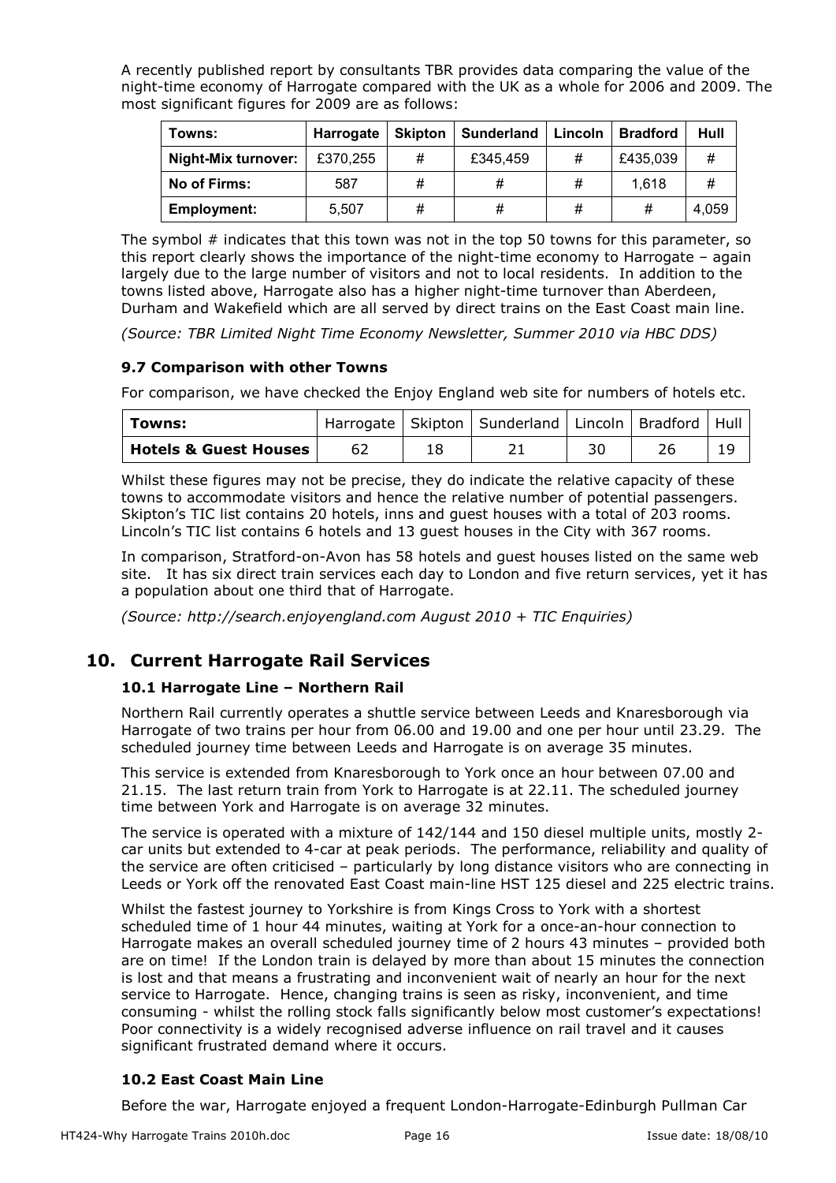A recently published report by consultants TBR provides data comparing the value of the night-time economy of Harrogate compared with the UK as a whole for 2006 and 2009. The most significant figures for 2009 are as follows:

| Towns: | Harrogate | Skipton | Sunderland | Lincoln | Bradford | Hull |
|---|---|---|---|---|---|---|
| **Night-Mix turnover:** | £370,255 | # | £345,459 | # | £435,039 | # |
| **No of Firms:** | 587 | # | # | # | 1,618 | # |
| **Employment:** | 5,507 | # | # | # | # | 4,059 |

The symbol # indicates that this town was not in the top 50 towns for this parameter, so this report clearly shows the importance of the night-time economy to Harrogate – again largely due to the large number of visitors and not to local residents. In addition to the towns listed above, Harrogate also has a higher night-time turnover than Aberdeen, Durham and Wakefield which are all served by direct trains on the East Coast main line.

*(Source: TBR Limited Night Time Economy Newsletter, Summer 2010 via HBC DDS)*

### 9.7 Comparison with other Towns

For comparison, we have checked the Enjoy England web site for numbers of hotels etc.

| Towns: | Harrogate | Skipton | Sunderland | Lincoln | Bradford | Hull |
|---|---|---|---|---|---|---|
| **Hotels & Guest Houses** | 62 | 18 | 21 | 30 | 26 | 19 |

Whilst these figures may not be precise, they do indicate the relative capacity of these towns to accommodate visitors and hence the relative number of potential passengers. Skipton's TIC list contains 20 hotels, inns and guest houses with a total of 203 rooms. Lincoln's TIC list contains 6 hotels and 13 guest houses in the City with 367 rooms.

In comparison, Stratford-on-Avon has 58 hotels and guest houses listed on the same web site. It has six direct train services each day to London and five return services, yet it has a population about one third that of Harrogate.

*(Source: http://search.enjoyengland.com August 2010 + TIC Enquiries)*

## 10. Current Harrogate Rail Services

### 10.1 Harrogate Line – Northern Rail

Northern Rail currently operates a shuttle service between Leeds and Knaresborough via Harrogate of two trains per hour from 06.00 and 19.00 and one per hour until 23.29. The scheduled journey time between Leeds and Harrogate is on average 35 minutes.

This service is extended from Knaresborough to York once an hour between 07.00 and 21.15. The last return train from York to Harrogate is at 22.11. The scheduled journey time between York and Harrogate is on average 32 minutes.

The service is operated with a mixture of 142/144 and 150 diesel multiple units, mostly 2-car units but extended to 4-car at peak periods. The performance, reliability and quality of the service are often criticised – particularly by long distance visitors who are connecting in Leeds or York off the renovated East Coast main-line HST 125 diesel and 225 electric trains.

Whilst the fastest journey to Yorkshire is from Kings Cross to York with a shortest scheduled time of 1 hour 44 minutes, waiting at York for a once-an-hour connection to Harrogate makes an overall scheduled journey time of 2 hours 43 minutes – provided both are on time! If the London train is delayed by more than about 15 minutes the connection is lost and that means a frustrating and inconvenient wait of nearly an hour for the next service to Harrogate. Hence, changing trains is seen as risky, inconvenient, and time consuming - whilst the rolling stock falls significantly below most customer's expectations! Poor connectivity is a widely recognised adverse influence on rail travel and it causes significant frustrated demand where it occurs.

### 10.2 East Coast Main Line

Before the war, Harrogate enjoyed a frequent London-Harrogate-Edinburgh Pullman Car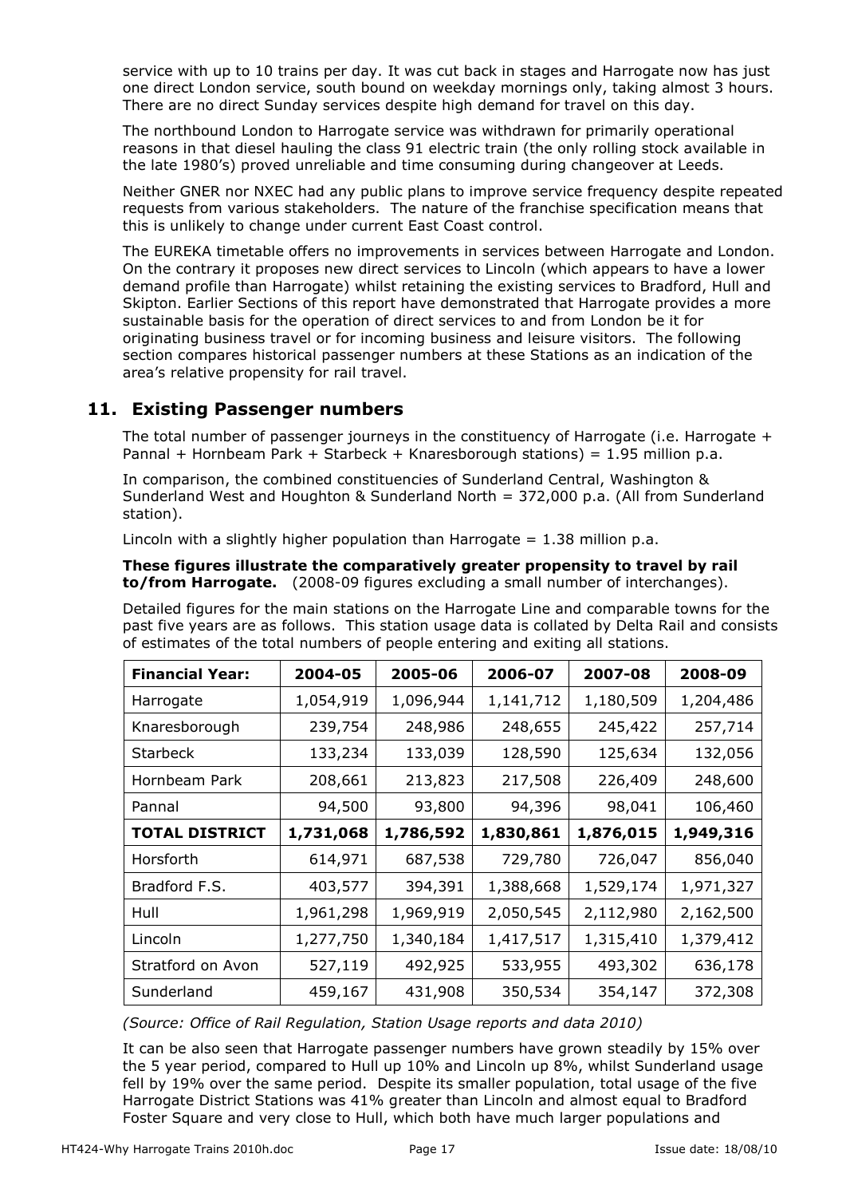service with up to 10 trains per day. It was cut back in stages and Harrogate now has just one direct London service, south bound on weekday mornings only, taking almost 3 hours. There are no direct Sunday services despite high demand for travel on this day.

The northbound London to Harrogate service was withdrawn for primarily operational reasons in that diesel hauling the class 91 electric train (the only rolling stock available in the late 1980's) proved unreliable and time consuming during changeover at Leeds.

Neither GNER nor NXEC had any public plans to improve service frequency despite repeated requests from various stakeholders. The nature of the franchise specification means that this is unlikely to change under current East Coast control.

The EUREKA timetable offers no improvements in services between Harrogate and London. On the contrary it proposes new direct services to Lincoln (which appears to have a lower demand profile than Harrogate) whilst retaining the existing services to Bradford, Hull and Skipton. Earlier Sections of this report have demonstrated that Harrogate provides a more sustainable basis for the operation of direct services to and from London be it for originating business travel or for incoming business and leisure visitors. The following section compares historical passenger numbers at these Stations as an indication of the area's relative propensity for rail travel.

## 11. Existing Passenger numbers

The total number of passenger journeys in the constituency of Harrogate (i.e. Harrogate + Pannal + Hornbeam Park + Starbeck + Knaresborough stations) = 1.95 million p.a.

In comparison, the combined constituencies of Sunderland Central, Washington & Sunderland West and Houghton & Sunderland North = 372,000 p.a. (All from Sunderland station).

Lincoln with a slightly higher population than Harrogate = 1.38 million p.a.

**These figures illustrate the comparatively greater propensity to travel by rail to/from Harrogate.** (2008-09 figures excluding a small number of interchanges).

Detailed figures for the main stations on the Harrogate Line and comparable towns for the past five years are as follows. This station usage data is collated by Delta Rail and consists of estimates of the total numbers of people entering and exiting all stations.

| Financial Year: | 2004-05 | 2005-06 | 2006-07 | 2007-08 | 2008-09 |
|---|---|---|---|---|---|
| Harrogate | 1,054,919 | 1,096,944 | 1,141,712 | 1,180,509 | 1,204,486 |
| Knaresborough | 239,754 | 248,986 | 248,655 | 245,422 | 257,714 |
| Starbeck | 133,234 | 133,039 | 128,590 | 125,634 | 132,056 |
| Hornbeam Park | 208,661 | 213,823 | 217,508 | 226,409 | 248,600 |
| Pannal | 94,500 | 93,800 | 94,396 | 98,041 | 106,460 |
| **TOTAL DISTRICT** | **1,731,068** | **1,786,592** | **1,830,861** | **1,876,015** | **1,949,316** |
| Horsforth | 614,971 | 687,538 | 729,780 | 726,047 | 856,040 |
| Bradford F.S. | 403,577 | 394,391 | 1,388,668 | 1,529,174 | 1,971,327 |
| Hull | 1,961,298 | 1,969,919 | 2,050,545 | 2,112,980 | 2,162,500 |
| Lincoln | 1,277,750 | 1,340,184 | 1,417,517 | 1,315,410 | 1,379,412 |
| Stratford on Avon | 527,119 | 492,925 | 533,955 | 493,302 | 636,178 |
| Sunderland | 459,167 | 431,908 | 350,534 | 354,147 | 372,308 |

*(Source: Office of Rail Regulation, Station Usage reports and data 2010)*

It can be also seen that Harrogate passenger numbers have grown steadily by 15% over the 5 year period, compared to Hull up 10% and Lincoln up 8%, whilst Sunderland usage fell by 19% over the same period. Despite its smaller population, total usage of the five Harrogate District Stations was 41% greater than Lincoln and almost equal to Bradford Foster Square and very close to Hull, which both have much larger populations and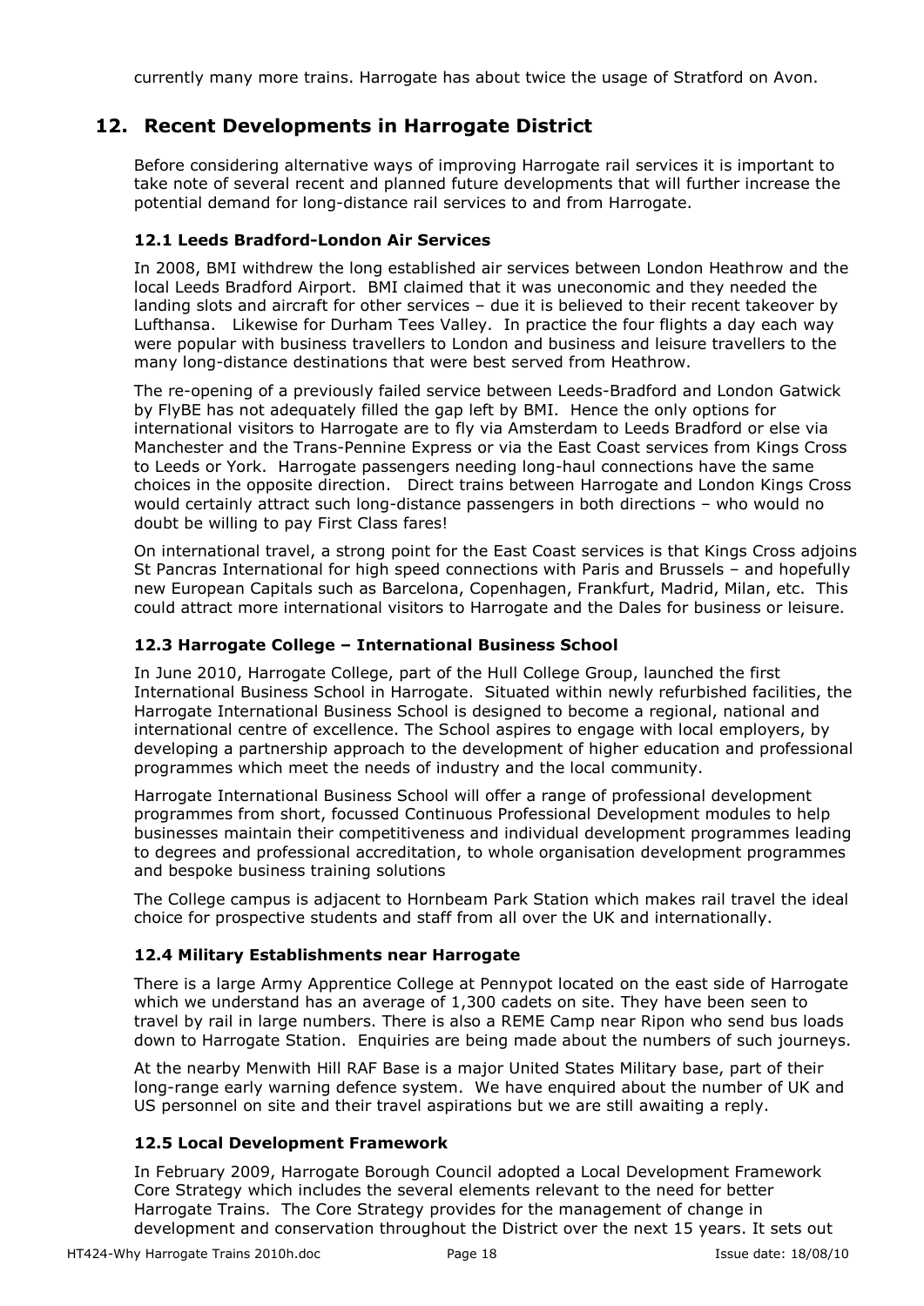currently many more trains. Harrogate has about twice the usage of Stratford on Avon.

## 12. Recent Developments in Harrogate District

Before considering alternative ways of improving Harrogate rail services it is important to take note of several recent and planned future developments that will further increase the potential demand for long-distance rail services to and from Harrogate.

### 12.1 Leeds Bradford-London Air Services

In 2008, BMI withdrew the long established air services between London Heathrow and the local Leeds Bradford Airport. BMI claimed that it was uneconomic and they needed the landing slots and aircraft for other services – due it is believed to their recent takeover by Lufthansa. Likewise for Durham Tees Valley. In practice the four flights a day each way were popular with business travellers to London and business and leisure travellers to the many long-distance destinations that were best served from Heathrow.

The re-opening of a previously failed service between Leeds-Bradford and London Gatwick by FlyBE has not adequately filled the gap left by BMI. Hence the only options for international visitors to Harrogate are to fly via Amsterdam to Leeds Bradford or else via Manchester and the Trans-Pennine Express or via the East Coast services from Kings Cross to Leeds or York. Harrogate passengers needing long-haul connections have the same choices in the opposite direction. Direct trains between Harrogate and London Kings Cross would certainly attract such long-distance passengers in both directions – who would no doubt be willing to pay First Class fares!

On international travel, a strong point for the East Coast services is that Kings Cross adjoins St Pancras International for high speed connections with Paris and Brussels – and hopefully new European Capitals such as Barcelona, Copenhagen, Frankfurt, Madrid, Milan, etc. This could attract more international visitors to Harrogate and the Dales for business or leisure.

### 12.3 Harrogate College – International Business School

In June 2010, Harrogate College, part of the Hull College Group, launched the first International Business School in Harrogate. Situated within newly refurbished facilities, the Harrogate International Business School is designed to become a regional, national and international centre of excellence. The School aspires to engage with local employers, by developing a partnership approach to the development of higher education and professional programmes which meet the needs of industry and the local community.

Harrogate International Business School will offer a range of professional development programmes from short, focussed Continuous Professional Development modules to help businesses maintain their competitiveness and individual development programmes leading to degrees and professional accreditation, to whole organisation development programmes and bespoke business training solutions

The College campus is adjacent to Hornbeam Park Station which makes rail travel the ideal choice for prospective students and staff from all over the UK and internationally.

### 12.4 Military Establishments near Harrogate

There is a large Army Apprentice College at Pennypot located on the east side of Harrogate which we understand has an average of 1,300 cadets on site. They have been seen to travel by rail in large numbers. There is also a REME Camp near Ripon who send bus loads down to Harrogate Station. Enquiries are being made about the numbers of such journeys.

At the nearby Menwith Hill RAF Base is a major United States Military base, part of their long-range early warning defence system. We have enquired about the number of UK and US personnel on site and their travel aspirations but we are still awaiting a reply.

### 12.5 Local Development Framework

In February 2009, Harrogate Borough Council adopted a Local Development Framework Core Strategy which includes the several elements relevant to the need for better Harrogate Trains. The Core Strategy provides for the management of change in development and conservation throughout the District over the next 15 years. It sets out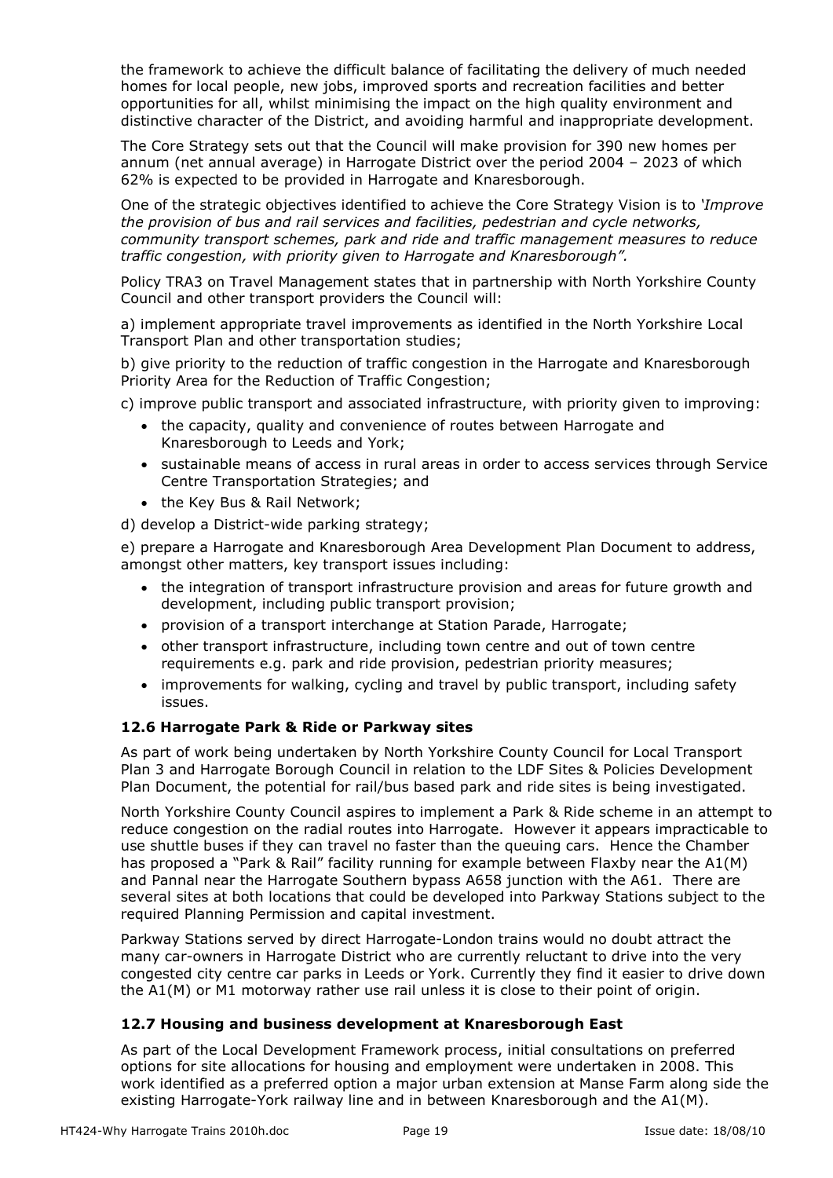the framework to achieve the difficult balance of facilitating the delivery of much needed homes for local people, new jobs, improved sports and recreation facilities and better opportunities for all, whilst minimising the impact on the high quality environment and distinctive character of the District, and avoiding harmful and inappropriate development.

The Core Strategy sets out that the Council will make provision for 390 new homes per annum (net annual average) in Harrogate District over the period 2004 – 2023 of which 62% is expected to be provided in Harrogate and Knaresborough.

One of the strategic objectives identified to achieve the Core Strategy Vision is to *'Improve the provision of bus and rail services and facilities, pedestrian and cycle networks, community transport schemes, park and ride and traffic management measures to reduce traffic congestion, with priority given to Harrogate and Knaresborough".*

Policy TRA3 on Travel Management states that in partnership with North Yorkshire County Council and other transport providers the Council will:

a) implement appropriate travel improvements as identified in the North Yorkshire Local Transport Plan and other transportation studies;

b) give priority to the reduction of traffic congestion in the Harrogate and Knaresborough Priority Area for the Reduction of Traffic Congestion;

c) improve public transport and associated infrastructure, with priority given to improving:

- the capacity, quality and convenience of routes between Harrogate and Knaresborough to Leeds and York;
- sustainable means of access in rural areas in order to access services through Service Centre Transportation Strategies; and
- the Key Bus & Rail Network;

d) develop a District-wide parking strategy;

e) prepare a Harrogate and Knaresborough Area Development Plan Document to address, amongst other matters, key transport issues including:

- the integration of transport infrastructure provision and areas for future growth and development, including public transport provision;
- provision of a transport interchange at Station Parade, Harrogate;
- other transport infrastructure, including town centre and out of town centre requirements e.g. park and ride provision, pedestrian priority measures;
- improvements for walking, cycling and travel by public transport, including safety issues.

### 12.6 Harrogate Park & Ride or Parkway sites

As part of work being undertaken by North Yorkshire County Council for Local Transport Plan 3 and Harrogate Borough Council in relation to the LDF Sites & Policies Development Plan Document, the potential for rail/bus based park and ride sites is being investigated.

North Yorkshire County Council aspires to implement a Park & Ride scheme in an attempt to reduce congestion on the radial routes into Harrogate. However it appears impracticable to use shuttle buses if they can travel no faster than the queuing cars. Hence the Chamber has proposed a "Park & Rail" facility running for example between Flaxby near the A1(M) and Pannal near the Harrogate Southern bypass A658 junction with the A61. There are several sites at both locations that could be developed into Parkway Stations subject to the required Planning Permission and capital investment.

Parkway Stations served by direct Harrogate-London trains would no doubt attract the many car-owners in Harrogate District who are currently reluctant to drive into the very congested city centre car parks in Leeds or York. Currently they find it easier to drive down the A1(M) or M1 motorway rather use rail unless it is close to their point of origin.

### 12.7 Housing and business development at Knaresborough East

As part of the Local Development Framework process, initial consultations on preferred options for site allocations for housing and employment were undertaken in 2008. This work identified as a preferred option a major urban extension at Manse Farm along side the existing Harrogate-York railway line and in between Knaresborough and the A1(M).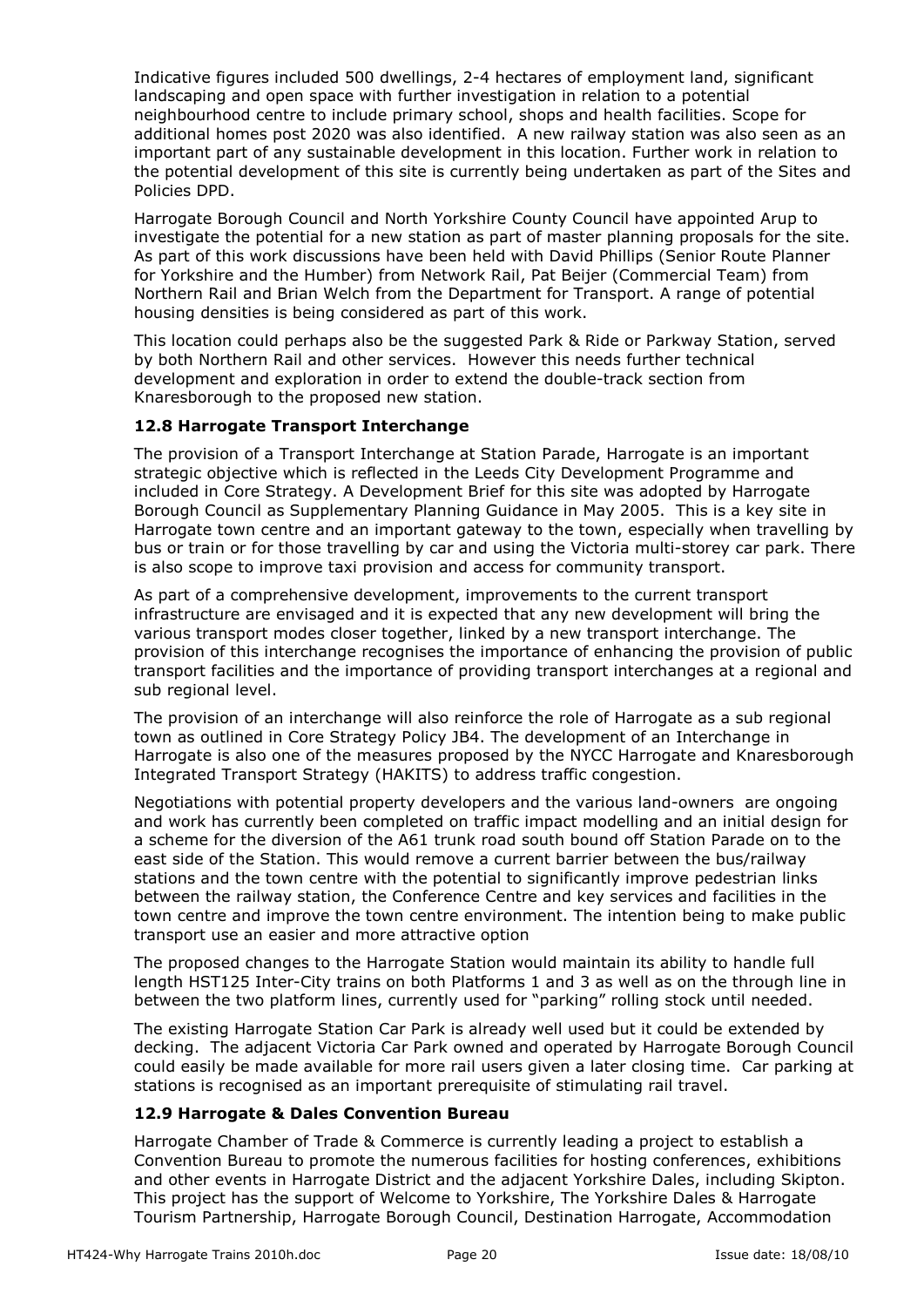Indicative figures included 500 dwellings, 2-4 hectares of employment land, significant landscaping and open space with further investigation in relation to a potential neighbourhood centre to include primary school, shops and health facilities. Scope for additional homes post 2020 was also identified. A new railway station was also seen as an important part of any sustainable development in this location. Further work in relation to the potential development of this site is currently being undertaken as part of the Sites and Policies DPD.

Harrogate Borough Council and North Yorkshire County Council have appointed Arup to investigate the potential for a new station as part of master planning proposals for the site. As part of this work discussions have been held with David Phillips (Senior Route Planner for Yorkshire and the Humber) from Network Rail, Pat Beijer (Commercial Team) from Northern Rail and Brian Welch from the Department for Transport. A range of potential housing densities is being considered as part of this work.

This location could perhaps also be the suggested Park & Ride or Parkway Station, served by both Northern Rail and other services. However this needs further technical development and exploration in order to extend the double-track section from Knaresborough to the proposed new station.

### 12.8 Harrogate Transport Interchange

The provision of a Transport Interchange at Station Parade, Harrogate is an important strategic objective which is reflected in the Leeds City Development Programme and included in Core Strategy. A Development Brief for this site was adopted by Harrogate Borough Council as Supplementary Planning Guidance in May 2005. This is a key site in Harrogate town centre and an important gateway to the town, especially when travelling by bus or train or for those travelling by car and using the Victoria multi-storey car park. There is also scope to improve taxi provision and access for community transport.

As part of a comprehensive development, improvements to the current transport infrastructure are envisaged and it is expected that any new development will bring the various transport modes closer together, linked by a new transport interchange. The provision of this interchange recognises the importance of enhancing the provision of public transport facilities and the importance of providing transport interchanges at a regional and sub regional level.

The provision of an interchange will also reinforce the role of Harrogate as a sub regional town as outlined in Core Strategy Policy JB4. The development of an Interchange in Harrogate is also one of the measures proposed by the NYCC Harrogate and Knaresborough Integrated Transport Strategy (HAKITS) to address traffic congestion.

Negotiations with potential property developers and the various land-owners are ongoing and work has currently been completed on traffic impact modelling and an initial design for a scheme for the diversion of the A61 trunk road south bound off Station Parade on to the east side of the Station. This would remove a current barrier between the bus/railway stations and the town centre with the potential to significantly improve pedestrian links between the railway station, the Conference Centre and key services and facilities in the town centre and improve the town centre environment. The intention being to make public transport use an easier and more attractive option

The proposed changes to the Harrogate Station would maintain its ability to handle full length HST125 Inter-City trains on both Platforms 1 and 3 as well as on the through line in between the two platform lines, currently used for "parking" rolling stock until needed.

The existing Harrogate Station Car Park is already well used but it could be extended by decking. The adjacent Victoria Car Park owned and operated by Harrogate Borough Council could easily be made available for more rail users given a later closing time. Car parking at stations is recognised as an important prerequisite of stimulating rail travel.

### 12.9 Harrogate & Dales Convention Bureau

Harrogate Chamber of Trade & Commerce is currently leading a project to establish a Convention Bureau to promote the numerous facilities for hosting conferences, exhibitions and other events in Harrogate District and the adjacent Yorkshire Dales, including Skipton. This project has the support of Welcome to Yorkshire, The Yorkshire Dales & Harrogate Tourism Partnership, Harrogate Borough Council, Destination Harrogate, Accommodation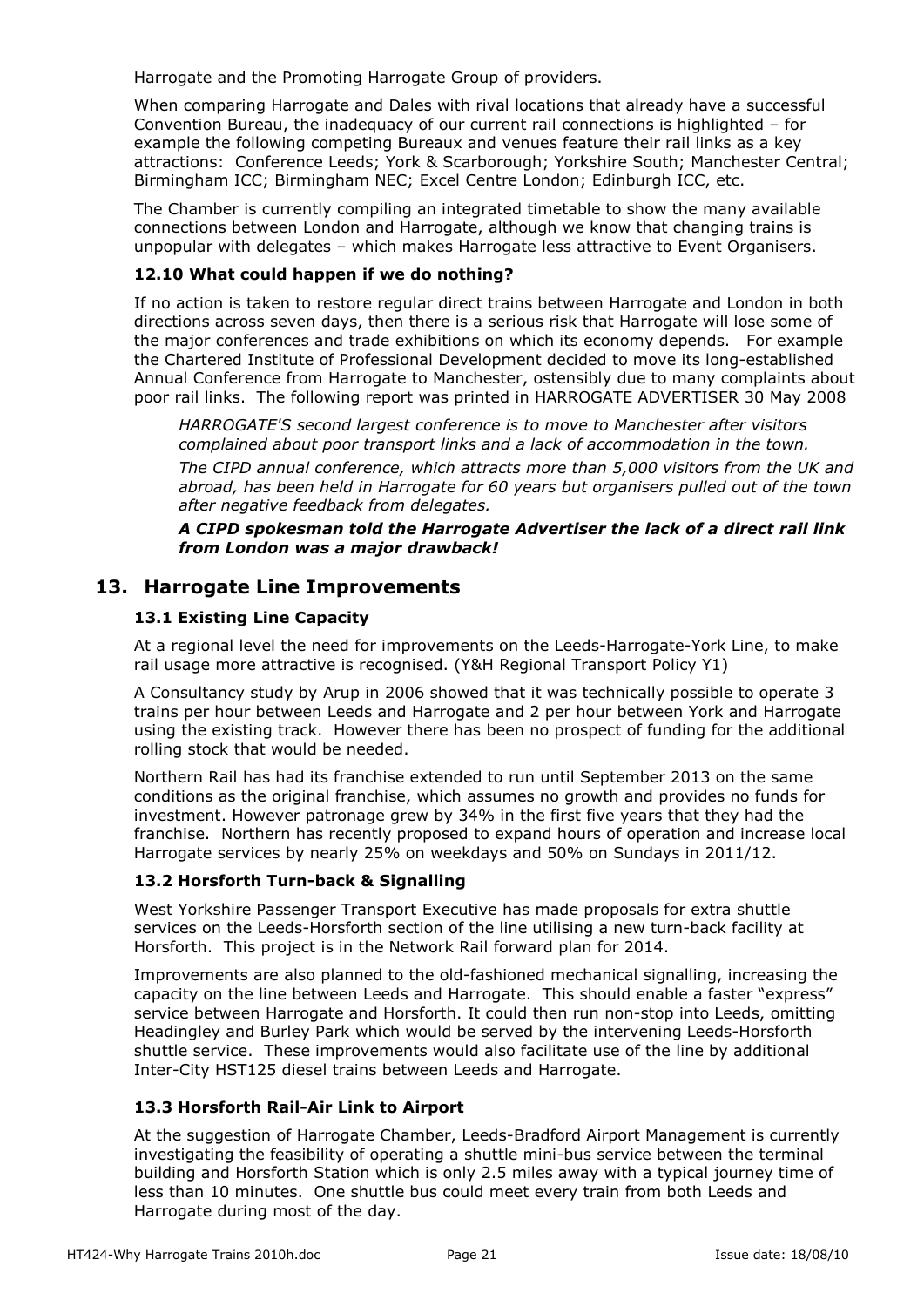Harrogate and the Promoting Harrogate Group of providers.

When comparing Harrogate and Dales with rival locations that already have a successful Convention Bureau, the inadequacy of our current rail connections is highlighted – for example the following competing Bureaux and venues feature their rail links as a key attractions: Conference Leeds; York & Scarborough; Yorkshire South; Manchester Central; Birmingham ICC; Birmingham NEC; Excel Centre London; Edinburgh ICC, etc.

The Chamber is currently compiling an integrated timetable to show the many available connections between London and Harrogate, although we know that changing trains is unpopular with delegates – which makes Harrogate less attractive to Event Organisers.

### 12.10 What could happen if we do nothing?

If no action is taken to restore regular direct trains between Harrogate and London in both directions across seven days, then there is a serious risk that Harrogate will lose some of the major conferences and trade exhibitions on which its economy depends. For example the Chartered Institute of Professional Development decided to move its long-established Annual Conference from Harrogate to Manchester, ostensibly due to many complaints about poor rail links. The following report was printed in HARROGATE ADVERTISER 30 May 2008

> *HARROGATE'S second largest conference is to move to Manchester after visitors complained about poor transport links and a lack of accommodation in the town.*
>
> *The CIPD annual conference, which attracts more than 5,000 visitors from the UK and abroad, has been held in Harrogate for 60 years but organisers pulled out of the town after negative feedback from delegates.*
>
> ***A CIPD spokesman told the Harrogate Advertiser the lack of a direct rail link from London was a major drawback!***

## 13. Harrogate Line Improvements

### 13.1 Existing Line Capacity

At a regional level the need for improvements on the Leeds-Harrogate-York Line, to make rail usage more attractive is recognised. (Y&H Regional Transport Policy Y1)

A Consultancy study by Arup in 2006 showed that it was technically possible to operate 3 trains per hour between Leeds and Harrogate and 2 per hour between York and Harrogate using the existing track. However there has been no prospect of funding for the additional rolling stock that would be needed.

Northern Rail has had its franchise extended to run until September 2013 on the same conditions as the original franchise, which assumes no growth and provides no funds for investment. However patronage grew by 34% in the first five years that they had the franchise. Northern has recently proposed to expand hours of operation and increase local Harrogate services by nearly 25% on weekdays and 50% on Sundays in 2011/12.

### 13.2 Horsforth Turn-back & Signalling

West Yorkshire Passenger Transport Executive has made proposals for extra shuttle services on the Leeds-Horsforth section of the line utilising a new turn-back facility at Horsforth. This project is in the Network Rail forward plan for 2014.

Improvements are also planned to the old-fashioned mechanical signalling, increasing the capacity on the line between Leeds and Harrogate. This should enable a faster "express" service between Harrogate and Horsforth. It could then run non-stop into Leeds, omitting Headingley and Burley Park which would be served by the intervening Leeds-Horsforth shuttle service. These improvements would also facilitate use of the line by additional Inter-City HST125 diesel trains between Leeds and Harrogate.

### 13.3 Horsforth Rail-Air Link to Airport

At the suggestion of Harrogate Chamber, Leeds-Bradford Airport Management is currently investigating the feasibility of operating a shuttle mini-bus service between the terminal building and Horsforth Station which is only 2.5 miles away with a typical journey time of less than 10 minutes. One shuttle bus could meet every train from both Leeds and Harrogate during most of the day.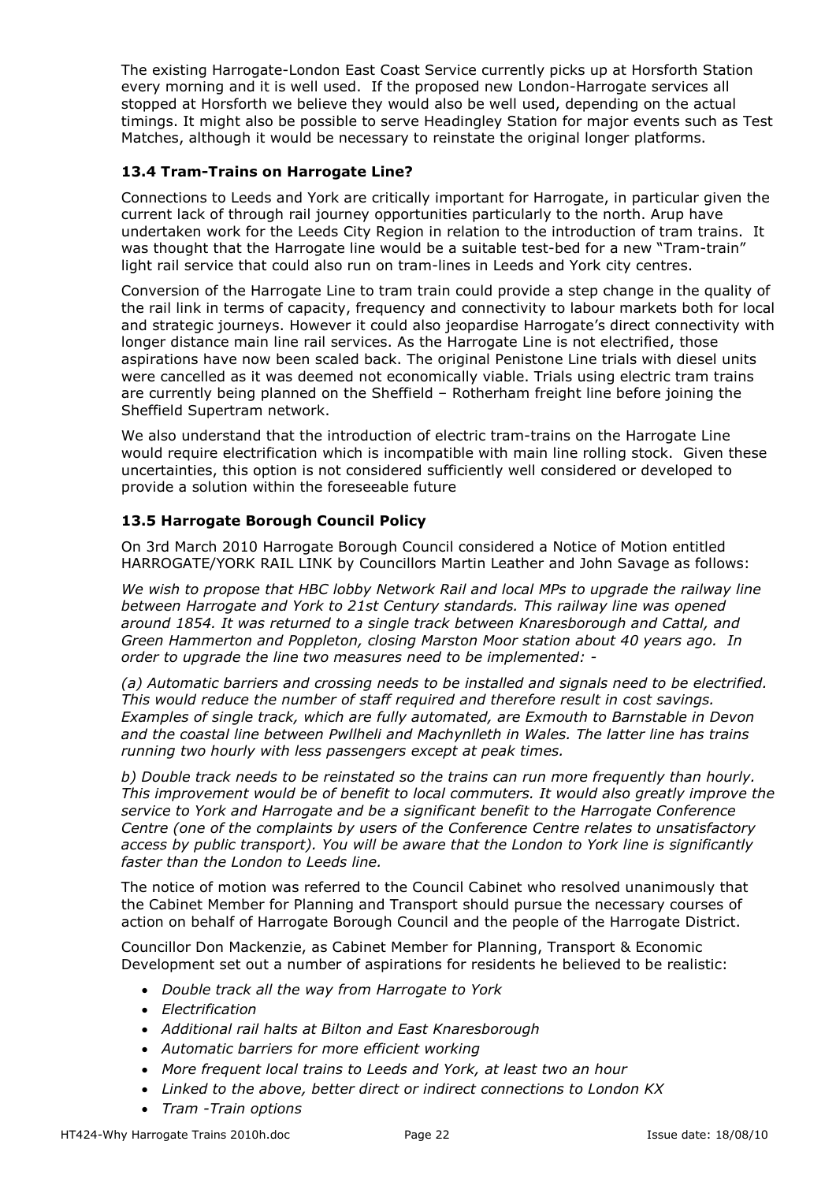The existing Harrogate-London East Coast Service currently picks up at Horsforth Station every morning and it is well used. If the proposed new London-Harrogate services all stopped at Horsforth we believe they would also be well used, depending on the actual timings. It might also be possible to serve Headingley Station for major events such as Test Matches, although it would be necessary to reinstate the original longer platforms.

### 13.4 Tram-Trains on Harrogate Line?

Connections to Leeds and York are critically important for Harrogate, in particular given the current lack of through rail journey opportunities particularly to the north. Arup have undertaken work for the Leeds City Region in relation to the introduction of tram trains. It was thought that the Harrogate line would be a suitable test-bed for a new "Tram-train" light rail service that could also run on tram-lines in Leeds and York city centres.

Conversion of the Harrogate Line to tram train could provide a step change in the quality of the rail link in terms of capacity, frequency and connectivity to labour markets both for local and strategic journeys. However it could also jeopardise Harrogate's direct connectivity with longer distance main line rail services. As the Harrogate Line is not electrified, those aspirations have now been scaled back. The original Penistone Line trials with diesel units were cancelled as it was deemed not economically viable. Trials using electric tram trains are currently being planned on the Sheffield – Rotherham freight line before joining the Sheffield Supertram network.

We also understand that the introduction of electric tram-trains on the Harrogate Line would require electrification which is incompatible with main line rolling stock. Given these uncertainties, this option is not considered sufficiently well considered or developed to provide a solution within the foreseeable future

### 13.5 Harrogate Borough Council Policy

On 3rd March 2010 Harrogate Borough Council considered a Notice of Motion entitled HARROGATE/YORK RAIL LINK by Councillors Martin Leather and John Savage as follows:

*We wish to propose that HBC lobby Network Rail and local MPs to upgrade the railway line between Harrogate and York to 21st Century standards. This railway line was opened around 1854. It was returned to a single track between Knaresborough and Cattal, and Green Hammerton and Poppleton, closing Marston Moor station about 40 years ago. In order to upgrade the line two measures need to be implemented: -*

*(a) Automatic barriers and crossing needs to be installed and signals need to be electrified. This would reduce the number of staff required and therefore result in cost savings. Examples of single track, which are fully automated, are Exmouth to Barnstable in Devon and the coastal line between Pwllheli and Machynlleth in Wales. The latter line has trains running two hourly with less passengers except at peak times.*

*b) Double track needs to be reinstated so the trains can run more frequently than hourly. This improvement would be of benefit to local commuters. It would also greatly improve the service to York and Harrogate and be a significant benefit to the Harrogate Conference Centre (one of the complaints by users of the Conference Centre relates to unsatisfactory access by public transport). You will be aware that the London to York line is significantly faster than the London to Leeds line.*

The notice of motion was referred to the Council Cabinet who resolved unanimously that the Cabinet Member for Planning and Transport should pursue the necessary courses of action on behalf of Harrogate Borough Council and the people of the Harrogate District.

Councillor Don Mackenzie, as Cabinet Member for Planning, Transport & Economic Development set out a number of aspirations for residents he believed to be realistic:

- *Double track all the way from Harrogate to York*
- *Electrification*
- *Additional rail halts at Bilton and East Knaresborough*
- *Automatic barriers for more efficient working*
- *More frequent local trains to Leeds and York, at least two an hour*
- *Linked to the above, better direct or indirect connections to London KX*
- *Tram -Train options*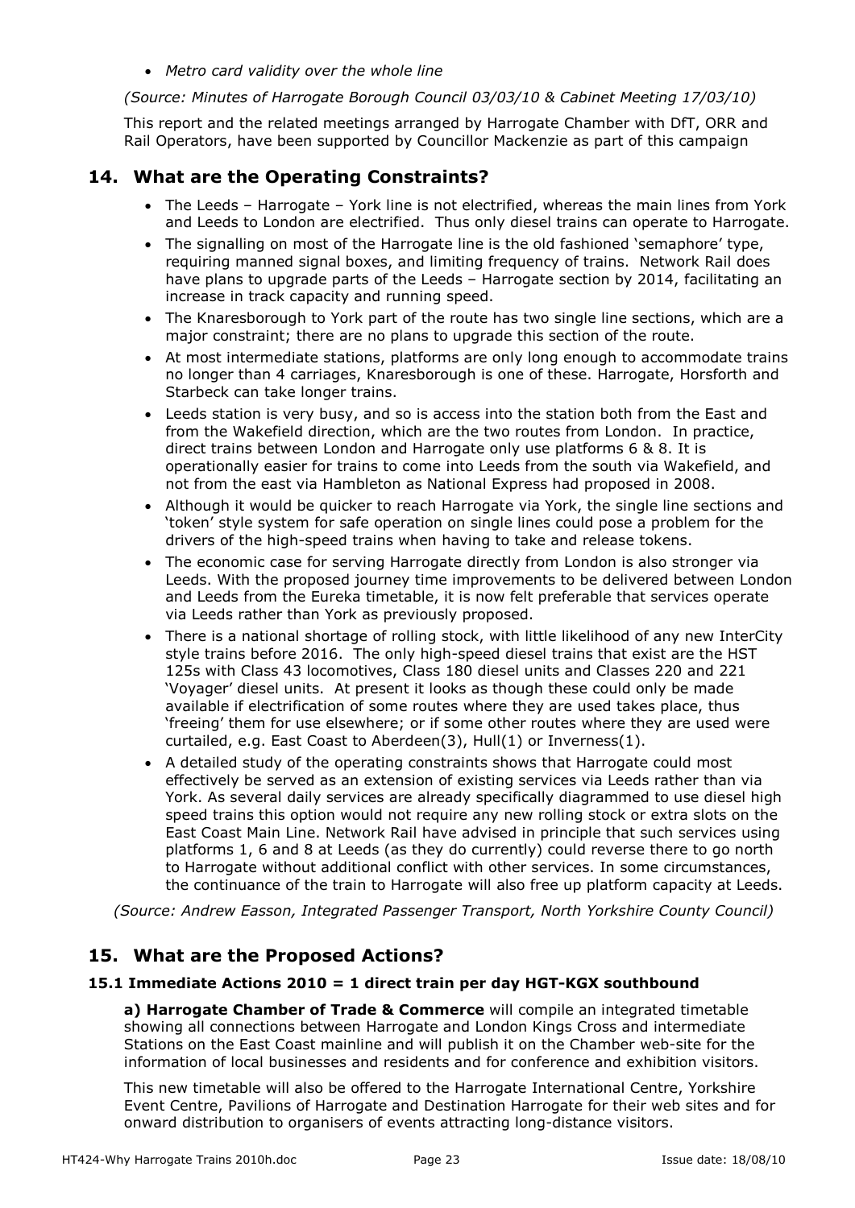- *Metro card validity over the whole line*

*(Source: Minutes of Harrogate Borough Council 03/03/10 & Cabinet Meeting 17/03/10)*

This report and the related meetings arranged by Harrogate Chamber with DfT, ORR and Rail Operators, have been supported by Councillor Mackenzie as part of this campaign

## 14. What are the Operating Constraints?

- The Leeds – Harrogate – York line is not electrified, whereas the main lines from York and Leeds to London are electrified. Thus only diesel trains can operate to Harrogate.
- The signalling on most of the Harrogate line is the old fashioned 'semaphore' type, requiring manned signal boxes, and limiting frequency of trains. Network Rail does have plans to upgrade parts of the Leeds – Harrogate section by 2014, facilitating an increase in track capacity and running speed.
- The Knaresborough to York part of the route has two single line sections, which are a major constraint; there are no plans to upgrade this section of the route.
- At most intermediate stations, platforms are only long enough to accommodate trains no longer than 4 carriages, Knaresborough is one of these. Harrogate, Horsforth and Starbeck can take longer trains.
- Leeds station is very busy, and so is access into the station both from the East and from the Wakefield direction, which are the two routes from London. In practice, direct trains between London and Harrogate only use platforms 6 & 8. It is operationally easier for trains to come into Leeds from the south via Wakefield, and not from the east via Hambleton as National Express had proposed in 2008.
- Although it would be quicker to reach Harrogate via York, the single line sections and 'token' style system for safe operation on single lines could pose a problem for the drivers of the high-speed trains when having to take and release tokens.
- The economic case for serving Harrogate directly from London is also stronger via Leeds. With the proposed journey time improvements to be delivered between London and Leeds from the Eureka timetable, it is now felt preferable that services operate via Leeds rather than York as previously proposed.
- There is a national shortage of rolling stock, with little likelihood of any new InterCity style trains before 2016. The only high-speed diesel trains that exist are the HST 125s with Class 43 locomotives, Class 180 diesel units and Classes 220 and 221 'Voyager' diesel units. At present it looks as though these could only be made available if electrification of some routes where they are used takes place, thus 'freeing' them for use elsewhere; or if some other routes where they are used were curtailed, e.g. East Coast to Aberdeen(3), Hull(1) or Inverness(1).
- A detailed study of the operating constraints shows that Harrogate could most effectively be served as an extension of existing services via Leeds rather than via York. As several daily services are already specifically diagrammed to use diesel high speed trains this option would not require any new rolling stock or extra slots on the East Coast Main Line. Network Rail have advised in principle that such services using platforms 1, 6 and 8 at Leeds (as they do currently) could reverse there to go north to Harrogate without additional conflict with other services. In some circumstances, the continuance of the train to Harrogate will also free up platform capacity at Leeds.

*(Source: Andrew Easson, Integrated Passenger Transport, North Yorkshire County Council)*

## 15. What are the Proposed Actions?

### 15.1 Immediate Actions 2010 = 1 direct train per day HGT-KGX southbound

**a) Harrogate Chamber of Trade & Commerce** will compile an integrated timetable showing all connections between Harrogate and London Kings Cross and intermediate Stations on the East Coast mainline and will publish it on the Chamber web-site for the information of local businesses and residents and for conference and exhibition visitors.

This new timetable will also be offered to the Harrogate International Centre, Yorkshire Event Centre, Pavilions of Harrogate and Destination Harrogate for their web sites and for onward distribution to organisers of events attracting long-distance visitors.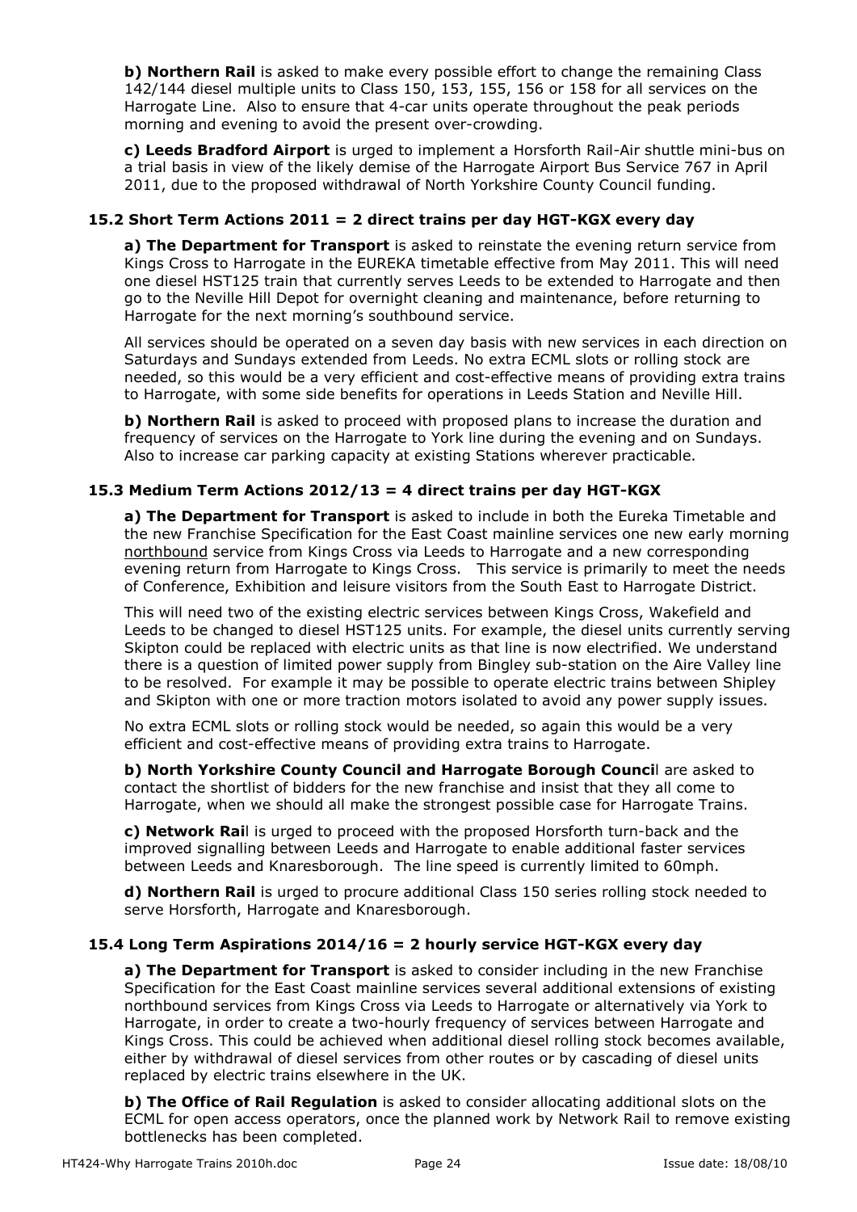**b) Northern Rail** is asked to make every possible effort to change the remaining Class 142/144 diesel multiple units to Class 150, 153, 155, 156 or 158 for all services on the Harrogate Line. Also to ensure that 4-car units operate throughout the peak periods morning and evening to avoid the present over-crowding.

**c) Leeds Bradford Airport** is urged to implement a Horsforth Rail-Air shuttle mini-bus on a trial basis in view of the likely demise of the Harrogate Airport Bus Service 767 in April 2011, due to the proposed withdrawal of North Yorkshire County Council funding.

### 15.2 Short Term Actions 2011 = 2 direct trains per day HGT-KGX every day

**a) The Department for Transport** is asked to reinstate the evening return service from Kings Cross to Harrogate in the EUREKA timetable effective from May 2011. This will need one diesel HST125 train that currently serves Leeds to be extended to Harrogate and then go to the Neville Hill Depot for overnight cleaning and maintenance, before returning to Harrogate for the next morning's southbound service.

All services should be operated on a seven day basis with new services in each direction on Saturdays and Sundays extended from Leeds. No extra ECML slots or rolling stock are needed, so this would be a very efficient and cost-effective means of providing extra trains to Harrogate, with some side benefits for operations in Leeds Station and Neville Hill.

**b) Northern Rail** is asked to proceed with proposed plans to increase the duration and frequency of services on the Harrogate to York line during the evening and on Sundays. Also to increase car parking capacity at existing Stations wherever practicable.

### 15.3 Medium Term Actions 2012/13 = 4 direct trains per day HGT-KGX

**a) The Department for Transport** is asked to include in both the Eureka Timetable and the new Franchise Specification for the East Coast mainline services one new early morning northbound service from Kings Cross via Leeds to Harrogate and a new corresponding evening return from Harrogate to Kings Cross. This service is primarily to meet the needs of Conference, Exhibition and leisure visitors from the South East to Harrogate District.

This will need two of the existing electric services between Kings Cross, Wakefield and Leeds to be changed to diesel HST125 units. For example, the diesel units currently serving Skipton could be replaced with electric units as that line is now electrified. We understand there is a question of limited power supply from Bingley sub-station on the Aire Valley line to be resolved. For example it may be possible to operate electric trains between Shipley and Skipton with one or more traction motors isolated to avoid any power supply issues.

No extra ECML slots or rolling stock would be needed, so again this would be a very efficient and cost-effective means of providing extra trains to Harrogate.

**b) North Yorkshire County Council and Harrogate Borough Council** are asked to contact the shortlist of bidders for the new franchise and insist that they all come to Harrogate, when we should all make the strongest possible case for Harrogate Trains.

**c) Network Rail** is urged to proceed with the proposed Horsforth turn-back and the improved signalling between Leeds and Harrogate to enable additional faster services between Leeds and Knaresborough. The line speed is currently limited to 60mph.

**d) Northern Rail** is urged to procure additional Class 150 series rolling stock needed to serve Horsforth, Harrogate and Knaresborough.

### 15.4 Long Term Aspirations 2014/16 = 2 hourly service HGT-KGX every day

**a) The Department for Transport** is asked to consider including in the new Franchise Specification for the East Coast mainline services several additional extensions of existing northbound services from Kings Cross via Leeds to Harrogate or alternatively via York to Harrogate, in order to create a two-hourly frequency of services between Harrogate and Kings Cross. This could be achieved when additional diesel rolling stock becomes available, either by withdrawal of diesel services from other routes or by cascading of diesel units replaced by electric trains elsewhere in the UK.

**b) The Office of Rail Regulation** is asked to consider allocating additional slots on the ECML for open access operators, once the planned work by Network Rail to remove existing bottlenecks has been completed.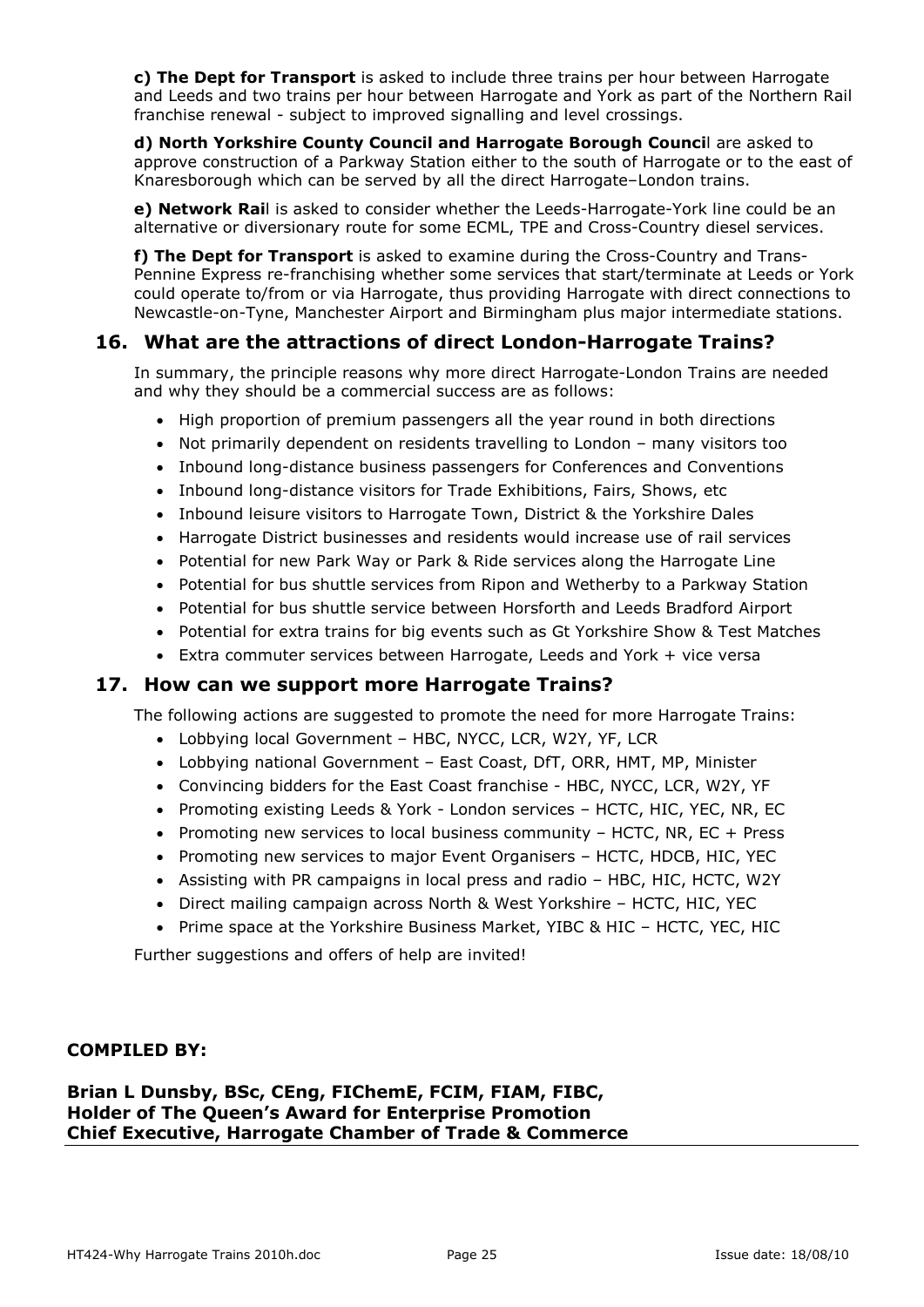**c) The Dept for Transport** is asked to include three trains per hour between Harrogate and Leeds and two trains per hour between Harrogate and York as part of the Northern Rail franchise renewal - subject to improved signalling and level crossings.

**d) North Yorkshire County Council and Harrogate Borough Council** are asked to approve construction of a Parkway Station either to the south of Harrogate or to the east of Knaresborough which can be served by all the direct Harrogate–London trains.

**e) Network Rail** is asked to consider whether the Leeds-Harrogate-York line could be an alternative or diversionary route for some ECML, TPE and Cross-Country diesel services.

**f) The Dept for Transport** is asked to examine during the Cross-Country and Trans-Pennine Express re-franchising whether some services that start/terminate at Leeds or York could operate to/from or via Harrogate, thus providing Harrogate with direct connections to Newcastle-on-Tyne, Manchester Airport and Birmingham plus major intermediate stations.

## 16. What are the attractions of direct London-Harrogate Trains?

In summary, the principle reasons why more direct Harrogate-London Trains are needed and why they should be a commercial success are as follows:

- High proportion of premium passengers all the year round in both directions
- Not primarily dependent on residents travelling to London – many visitors too
- Inbound long-distance business passengers for Conferences and Conventions
- Inbound long-distance visitors for Trade Exhibitions, Fairs, Shows, etc
- Inbound leisure visitors to Harrogate Town, District & the Yorkshire Dales
- Harrogate District businesses and residents would increase use of rail services
- Potential for new Park Way or Park & Ride services along the Harrogate Line
- Potential for bus shuttle services from Ripon and Wetherby to a Parkway Station
- Potential for bus shuttle service between Horsforth and Leeds Bradford Airport
- Potential for extra trains for big events such as Gt Yorkshire Show & Test Matches
- Extra commuter services between Harrogate, Leeds and York + vice versa

## 17. How can we support more Harrogate Trains?

The following actions are suggested to promote the need for more Harrogate Trains:

- Lobbying local Government – HBC, NYCC, LCR, W2Y, YF, LCR
- Lobbying national Government – East Coast, DfT, ORR, HMT, MP, Minister
- Convincing bidders for the East Coast franchise - HBC, NYCC, LCR, W2Y, YF
- Promoting existing Leeds & York - London services – HCTC, HIC, YEC, NR, EC
- Promoting new services to local business community – HCTC, NR, EC + Press
- Promoting new services to major Event Organisers – HCTC, HDCB, HIC, YEC
- Assisting with PR campaigns in local press and radio – HBC, HIC, HCTC, W2Y
- Direct mailing campaign across North & West Yorkshire – HCTC, HIC, YEC
- Prime space at the Yorkshire Business Market, YIBC & HIC – HCTC, YEC, HIC

Further suggestions and offers of help are invited!

**COMPILED BY:**

**Brian L Dunsby, BSc, CEng, FIChemE, FCIM, FIAM, FIBC,**
**Holder of The Queen's Award for Enterprise Promotion**
**Chief Executive, Harrogate Chamber of Trade & Commerce**